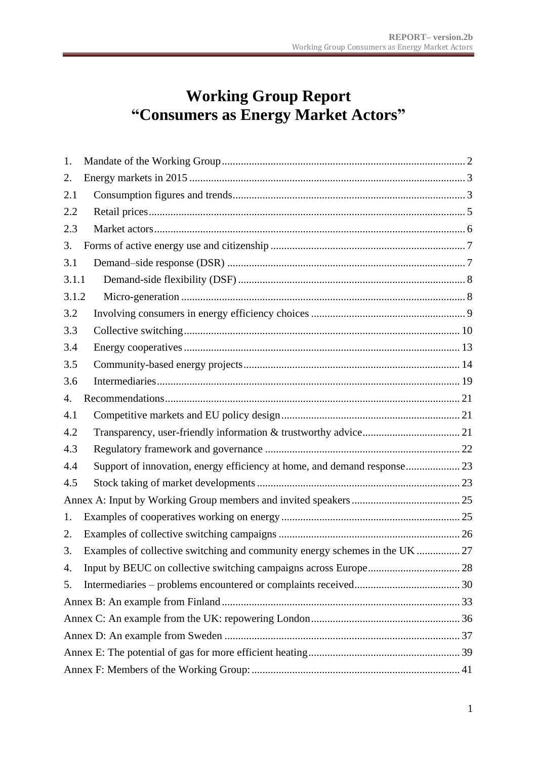# Working Group Report
# "Consumers as Energy Market Actors"

| | | |
|---|---|---|
| 1. | Mandate of the Working Group | 2 |
| 2. | Energy markets in 2015 | 3 |
| 2.1 | Consumption figures and trends | 3 |
| 2.2 | Retail prices | 5 |
| 2.3 | Market actors | 6 |
| 3. | Forms of active energy use and citizenship | 7 |
| 3.1 | Demand–side response (DSR) | 7 |
| 3.1.1 | Demand-side flexibility (DSF) | 8 |
| 3.1.2 | Micro-generation | 8 |
| 3.2 | Involving consumers in energy efficiency choices | 9 |
| 3.3 | Collective switching | 10 |
| 3.4 | Energy cooperatives | 13 |
| 3.5 | Community-based energy projects | 14 |
| 3.6 | Intermediaries | 19 |
| 4. | Recommendations | 21 |
| 4.1 | Competitive markets and EU policy design | 21 |
| 4.2 | Transparency, user-friendly information & trustworthy advice | 21 |
| 4.3 | Regulatory framework and governance | 22 |
| 4.4 | Support of innovation, energy efficiency at home, and demand response | 23 |
| 4.5 | Stock taking of market developments | 23 |
| | Annex A: Input by Working Group members and invited speakers | 25 |
| 1. | Examples of cooperatives working on energy | 25 |
| 2. | Examples of collective switching campaigns | 26 |
| 3. | Examples of collective switching and community energy schemes in the UK | 27 |
| 4. | Input by BEUC on collective switching campaigns across Europe | 28 |
| 5. | Intermediaries – problems encountered or complaints received | 30 |
| | Annex B: An example from Finland | 33 |
| | Annex C: An example from the UK: repowering London | 36 |
| | Annex D: An example from Sweden | 37 |
| | Annex E: The potential of gas for more efficient heating | 39 |
| | Annex F: Members of the Working Group: | 41 |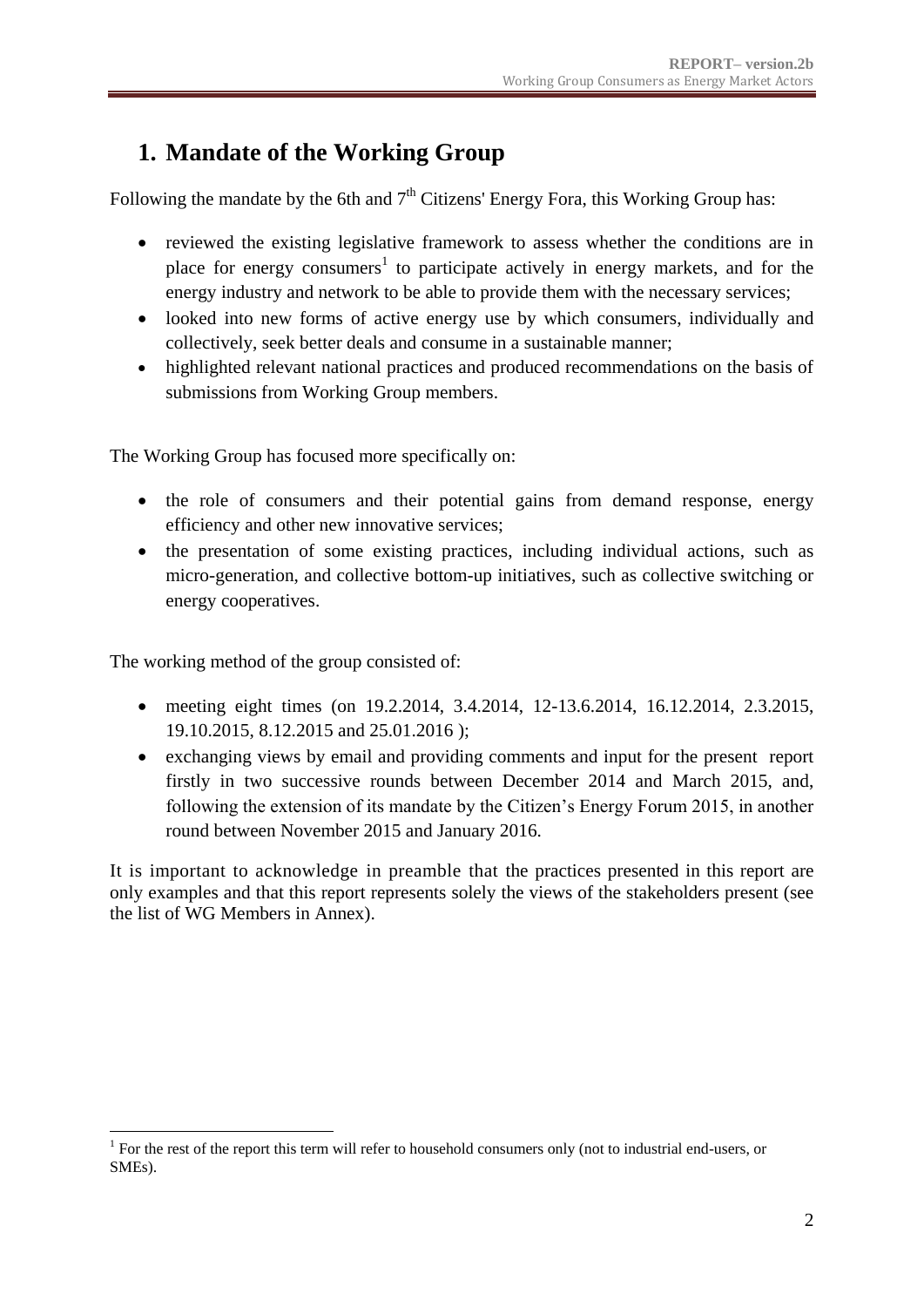# 1. Mandate of the Working Group

Following the mandate by the 6th and 7th Citizens' Energy Fora, this Working Group has:

- reviewed the existing legislative framework to assess whether the conditions are in place for energy consumers[1] to participate actively in energy markets, and for the energy industry and network to be able to provide them with the necessary services;
- looked into new forms of active energy use by which consumers, individually and collectively, seek better deals and consume in a sustainable manner;
- highlighted relevant national practices and produced recommendations on the basis of submissions from Working Group members.

The Working Group has focused more specifically on:

- the role of consumers and their potential gains from demand response, energy efficiency and other new innovative services;
- the presentation of some existing practices, including individual actions, such as micro-generation, and collective bottom-up initiatives, such as collective switching or energy cooperatives.

The working method of the group consisted of:

- meeting eight times (on 19.2.2014, 3.4.2014, 12-13.6.2014, 16.12.2014, 2.3.2015, 19.10.2015, 8.12.2015 and 25.01.2016 );
- exchanging views by email and providing comments and input for the present report firstly in two successive rounds between December 2014 and March 2015, and, following the extension of its mandate by the Citizen's Energy Forum 2015, in another round between November 2015 and January 2016.

It is important to acknowledge in preamble that the practices presented in this report are only examples and that this report represents solely the views of the stakeholders present (see the list of WG Members in Annex).

[1] For the rest of the report this term will refer to household consumers only (not to industrial end-users, or SMEs).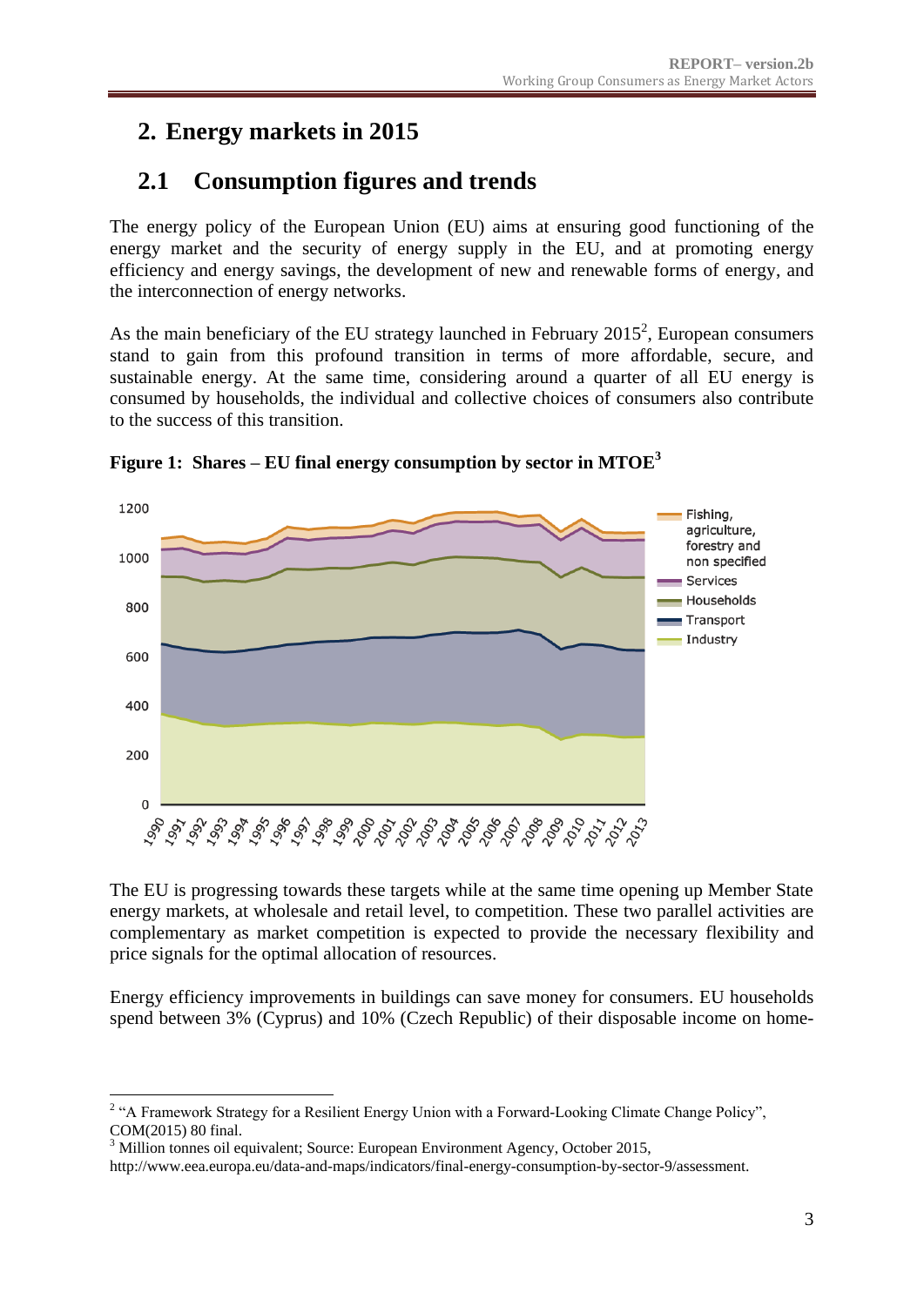# 2. Energy markets in 2015

## 2.1 Consumption figures and trends

The energy policy of the European Union (EU) aims at ensuring good functioning of the energy market and the security of energy supply in the EU, and at promoting energy efficiency and energy savings, the development of new and renewable forms of energy, and the interconnection of energy networks.

As the main beneficiary of the EU strategy launched in February 2015[2], European consumers stand to gain from this profound transition in terms of more affordable, secure, and sustainable energy. At the same time, considering around a quarter of all EU energy is consumed by households, the individual and collective choices of consumers also contribute to the success of this transition.

**Figure 1: Shares – EU final energy consumption by sector in MTOE[3]**

The EU is progressing towards these targets while at the same time opening up Member State energy markets, at wholesale and retail level, to competition. These two parallel activities are complementary as market competition is expected to provide the necessary flexibility and price signals for the optimal allocation of resources.

Energy efficiency improvements in buildings can save money for consumers. EU households spend between 3% (Cyprus) and 10% (Czech Republic) of their disposable income on home-

[2] "A Framework Strategy for a Resilient Energy Union with a Forward-Looking Climate Change Policy", COM(2015) 80 final.

[3] Million tonnes oil equivalent; Source: European Environment Agency, October 2015, http://www.eea.europa.eu/data-and-maps/indicators/final-energy-consumption-by-sector-9/assessment.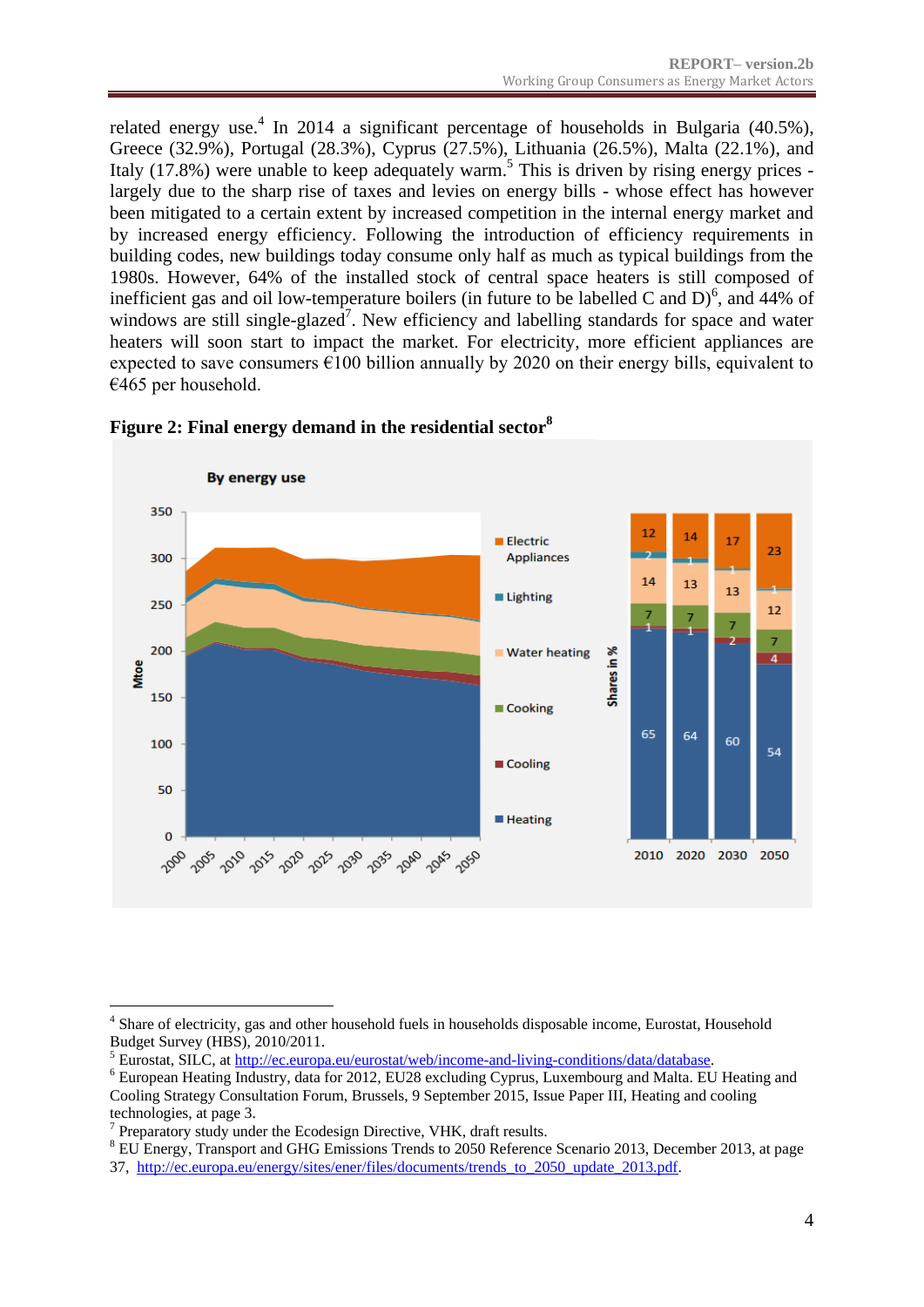related energy use.[4] In 2014 a significant percentage of households in Bulgaria (40.5%), Greece (32.9%), Portugal (28.3%), Cyprus (27.5%), Lithuania (26.5%), Malta (22.1%), and Italy (17.8%) were unable to keep adequately warm.[5] This is driven by rising energy prices - largely due to the sharp rise of taxes and levies on energy bills - whose effect has however been mitigated to a certain extent by increased competition in the internal energy market and by increased energy efficiency. Following the introduction of efficiency requirements in building codes, new buildings today consume only half as much as typical buildings from the 1980s. However, 64% of the installed stock of central space heaters is still composed of inefficient gas and oil low-temperature boilers (in future to be labelled C and D)[6], and 44% of windows are still single-glazed[7]. New efficiency and labelling standards for space and water heaters will soon start to impact the market. For electricity, more efficient appliances are expected to save consumers €100 billion annually by 2020 on their energy bills, equivalent to €465 per household.

**Figure 2: Final energy demand in the residential sector[8]**

---

[4] Share of electricity, gas and other household fuels in households disposable income, Eurostat, Household Budget Survey (HBS), 2010/2011.

[5] Eurostat, SILC, at http://ec.europa.eu/eurostat/web/income-and-living-conditions/data/database.

[6] European Heating Industry, data for 2012, EU28 excluding Cyprus, Luxembourg and Malta. EU Heating and Cooling Strategy Consultation Forum, Brussels, 9 September 2015, Issue Paper III, Heating and cooling technologies, at page 3.

[7] Preparatory study under the Ecodesign Directive, VHK, draft results.

[8] EU Energy, Transport and GHG Emissions Trends to 2050 Reference Scenario 2013, December 2013, at page 37, http://ec.europa.eu/energy/sites/ener/files/documents/trends_to_2050_update_2013.pdf.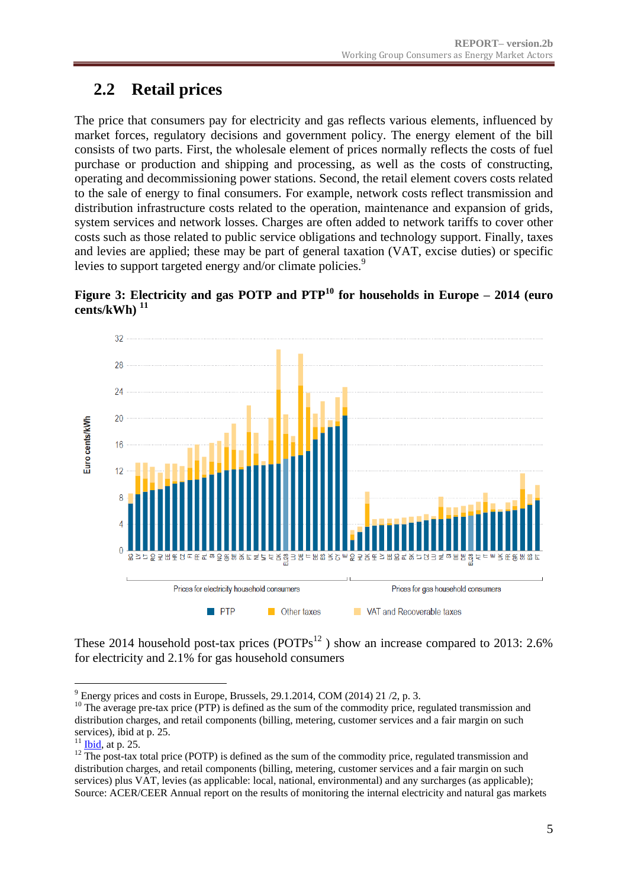## 2.2 Retail prices

The price that consumers pay for electricity and gas reflects various elements, influenced by market forces, regulatory decisions and government policy. The energy element of the bill consists of two parts. First, the wholesale element of prices normally reflects the costs of fuel purchase or production and shipping and processing, as well as the costs of constructing, operating and decommissioning power stations. Second, the retail element covers costs related to the sale of energy to final consumers. For example, network costs reflect transmission and distribution infrastructure costs related to the operation, maintenance and expansion of grids, system services and network losses. Charges are often added to network tariffs to cover other costs such as those related to public service obligations and technology support. Finally, taxes and levies are applied; these may be part of general taxation (VAT, excise duties) or specific levies to support targeted energy and/or climate policies.[9]

**Figure 3: Electricity and gas POTP and PTP[10] for households in Europe – 2014 (euro cents/kWh) [11]**

These 2014 household post-tax prices (POTPs[12] ) show an increase compared to 2013: 2.6% for electricity and 2.1% for gas household consumers

---

[9] Energy prices and costs in Europe, Brussels, 29.1.2014, COM (2014) 21 /2, p. 3.

[10] The average pre-tax price (PTP) is defined as the sum of the commodity price, regulated transmission and distribution charges, and retail components (billing, metering, customer services and a fair margin on such services), ibid at p. 25.

[11] Ibid, at p. 25.

[12] The post-tax total price (POTP) is defined as the sum of the commodity price, regulated transmission and distribution charges, and retail components (billing, metering, customer services and a fair margin on such services) plus VAT, levies (as applicable: local, national, environmental) and any surcharges (as applicable); Source: ACER/CEER Annual report on the results of monitoring the internal electricity and natural gas markets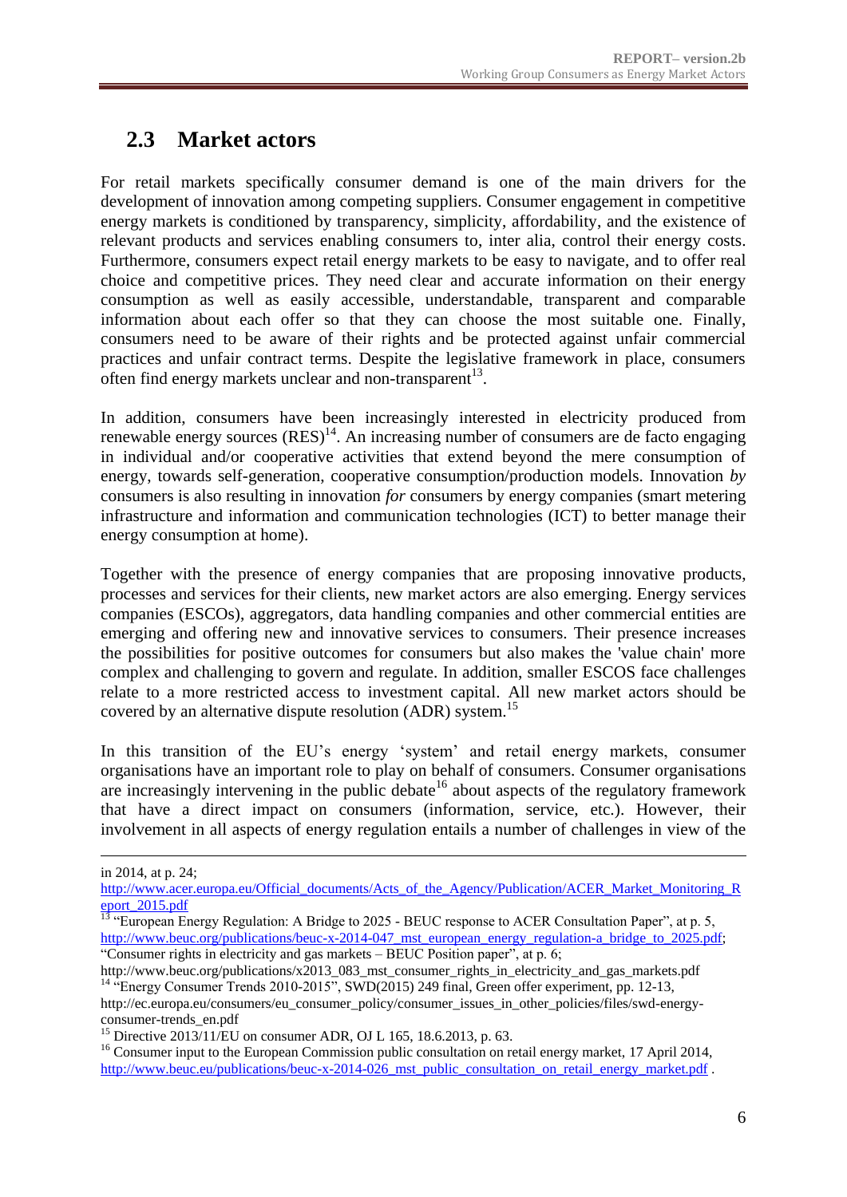## 2.3 Market actors

For retail markets specifically consumer demand is one of the main drivers for the development of innovation among competing suppliers. Consumer engagement in competitive energy markets is conditioned by transparency, simplicity, affordability, and the existence of relevant products and services enabling consumers to, inter alia, control their energy costs. Furthermore, consumers expect retail energy markets to be easy to navigate, and to offer real choice and competitive prices. They need clear and accurate information on their energy consumption as well as easily accessible, understandable, transparent and comparable information about each offer so that they can choose the most suitable one. Finally, consumers need to be aware of their rights and be protected against unfair commercial practices and unfair contract terms. Despite the legislative framework in place, consumers often find energy markets unclear and non-transparent[13].

In addition, consumers have been increasingly interested in electricity produced from renewable energy sources (RES)[14]. An increasing number of consumers are de facto engaging in individual and/or cooperative activities that extend beyond the mere consumption of energy, towards self-generation, cooperative consumption/production models. Innovation *by* consumers is also resulting in innovation *for* consumers by energy companies (smart metering infrastructure and information and communication technologies (ICT) to better manage their energy consumption at home).

Together with the presence of energy companies that are proposing innovative products, processes and services for their clients, new market actors are also emerging. Energy services companies (ESCOs), aggregators, data handling companies and other commercial entities are emerging and offering new and innovative services to consumers. Their presence increases the possibilities for positive outcomes for consumers but also makes the 'value chain' more complex and challenging to govern and regulate. In addition, smaller ESCOS face challenges relate to a more restricted access to investment capital. All new market actors should be covered by an alternative dispute resolution (ADR) system.[15]

In this transition of the EU's energy 'system' and retail energy markets, consumer organisations have an important role to play on behalf of consumers. Consumer organisations are increasingly intervening in the public debate[16] about aspects of the regulatory framework that have a direct impact on consumers (information, service, etc.). However, their involvement in all aspects of energy regulation entails a number of challenges in view of the

---

in 2014, at p. 24; http://www.acer.europa.eu/Official_documents/Acts_of_the_Agency/Publication/ACER_Market_Monitoring_Report_2015.pdf

[13] "European Energy Regulation: A Bridge to 2025 - BEUC response to ACER Consultation Paper", at p. 5, http://www.beuc.org/publications/beuc-x-2014-047_mst_european_energy_regulation-a_bridge_to_2025.pdf; "Consumer rights in electricity and gas markets – BEUC Position paper", at p. 6; http://www.beuc.org/publications/x2013_083_mst_consumer_rights_in_electricity_and_gas_markets.pdf

[14] "Energy Consumer Trends 2010-2015", SWD(2015) 249 final, Green offer experiment, pp. 12-13, http://ec.europa.eu/consumers/eu_consumer_policy/consumer_issues_in_other_policies/files/swd-energy-consumer-trends_en.pdf

[15] Directive 2013/11/EU on consumer ADR, OJ L 165, 18.6.2013, p. 63.

[16] Consumer input to the European Commission public consultation on retail energy market, 17 April 2014, http://www.beuc.eu/publications/beuc-x-2014-026_mst_public_consultation_on_retail_energy_market.pdf .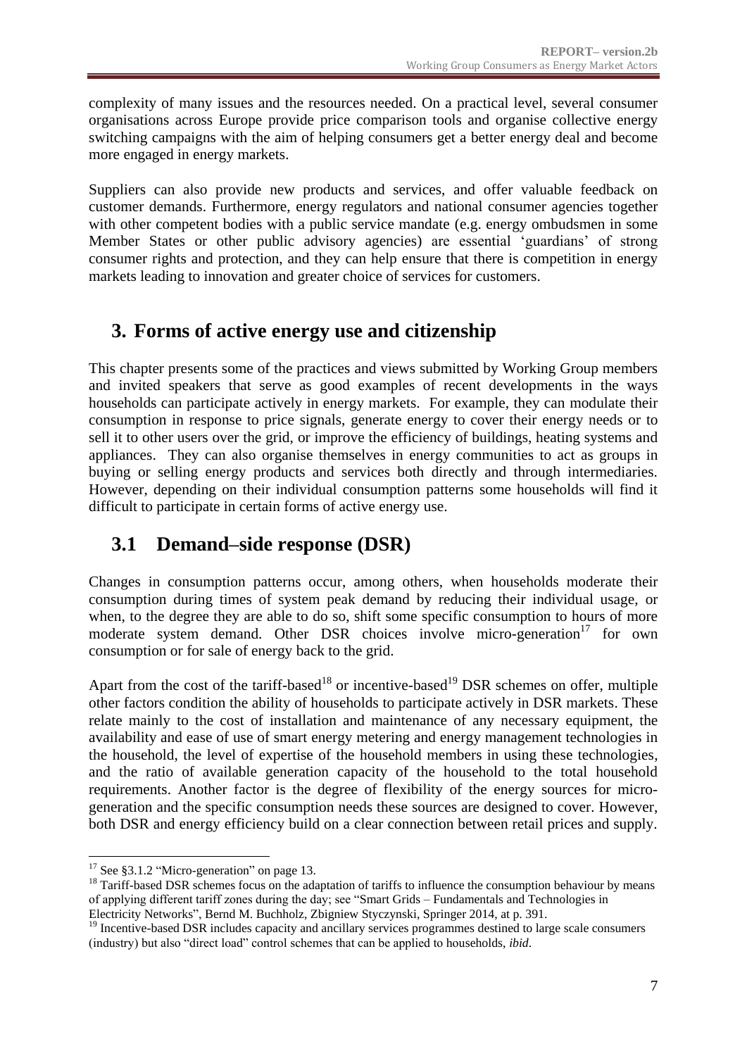complexity of many issues and the resources needed. On a practical level, several consumer organisations across Europe provide price comparison tools and organise collective energy switching campaigns with the aim of helping consumers get a better energy deal and become more engaged in energy markets.

Suppliers can also provide new products and services, and offer valuable feedback on customer demands. Furthermore, energy regulators and national consumer agencies together with other competent bodies with a public service mandate (e.g. energy ombudsmen in some Member States or other public advisory agencies) are essential 'guardians' of strong consumer rights and protection, and they can help ensure that there is competition in energy markets leading to innovation and greater choice of services for customers.

# 3. Forms of active energy use and citizenship

This chapter presents some of the practices and views submitted by Working Group members and invited speakers that serve as good examples of recent developments in the ways households can participate actively in energy markets. For example, they can modulate their consumption in response to price signals, generate energy to cover their energy needs or to sell it to other users over the grid, or improve the efficiency of buildings, heating systems and appliances. They can also organise themselves in energy communities to act as groups in buying or selling energy products and services both directly and through intermediaries. However, depending on their individual consumption patterns some households will find it difficult to participate in certain forms of active energy use.

## 3.1 Demand–side response (DSR)

Changes in consumption patterns occur, among others, when households moderate their consumption during times of system peak demand by reducing their individual usage, or when, to the degree they are able to do so, shift some specific consumption to hours of more moderate system demand. Other DSR choices involve micro-generation[17] for own consumption or for sale of energy back to the grid.

Apart from the cost of the tariff-based[18] or incentive-based[19] DSR schemes on offer, multiple other factors condition the ability of households to participate actively in DSR markets. These relate mainly to the cost of installation and maintenance of any necessary equipment, the availability and ease of use of smart energy metering and energy management technologies in the household, the level of expertise of the household members in using these technologies, and the ratio of available generation capacity of the household to the total household requirements. Another factor is the degree of flexibility of the energy sources for micro-generation and the specific consumption needs these sources are designed to cover. However, both DSR and energy efficiency build on a clear connection between retail prices and supply.

[17] See §3.1.2 "Micro-generation" on page 13.

[18] Tariff-based DSR schemes focus on the adaptation of tariffs to influence the consumption behaviour by means of applying different tariff zones during the day; see "Smart Grids – Fundamentals and Technologies in Electricity Networks", Bernd M. Buchholz, Zbigniew Styczynski, Springer 2014, at p. 391.

[19] Incentive-based DSR includes capacity and ancillary services programmes destined to large scale consumers (industry) but also "direct load" control schemes that can be applied to households, *ibid*.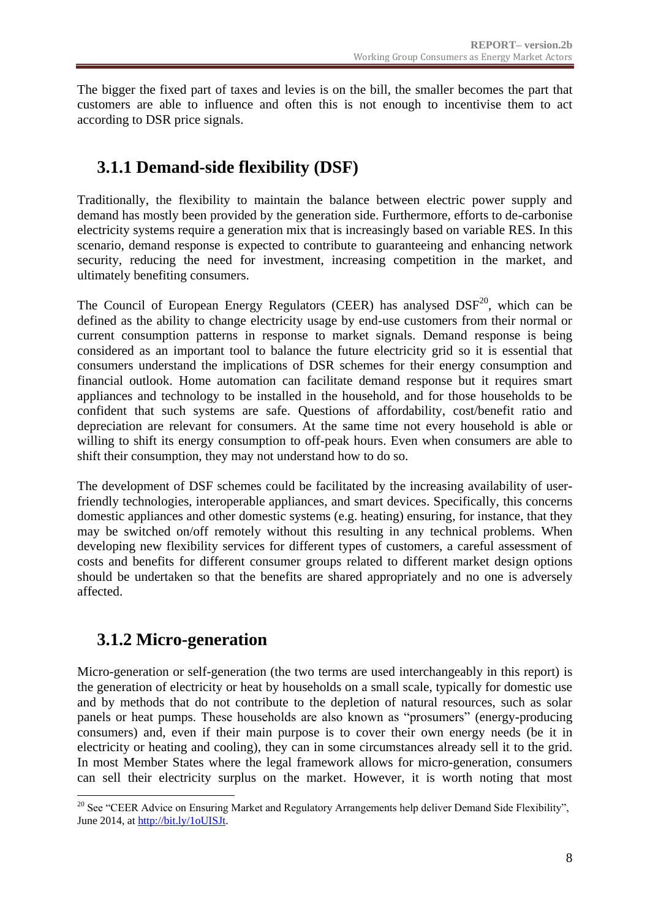The bigger the fixed part of taxes and levies is on the bill, the smaller becomes the part that customers are able to influence and often this is not enough to incentivise them to act according to DSR price signals.

## 3.1.1 Demand-side flexibility (DSF)

Traditionally, the flexibility to maintain the balance between electric power supply and demand has mostly been provided by the generation side. Furthermore, efforts to de-carbonise electricity systems require a generation mix that is increasingly based on variable RES. In this scenario, demand response is expected to contribute to guaranteeing and enhancing network security, reducing the need for investment, increasing competition in the market, and ultimately benefiting consumers.

The Council of European Energy Regulators (CEER) has analysed DSF[20], which can be defined as the ability to change electricity usage by end-use customers from their normal or current consumption patterns in response to market signals. Demand response is being considered as an important tool to balance the future electricity grid so it is essential that consumers understand the implications of DSR schemes for their energy consumption and financial outlook. Home automation can facilitate demand response but it requires smart appliances and technology to be installed in the household, and for those households to be confident that such systems are safe. Questions of affordability, cost/benefit ratio and depreciation are relevant for consumers. At the same time not every household is able or willing to shift its energy consumption to off-peak hours. Even when consumers are able to shift their consumption, they may not understand how to do so.

The development of DSF schemes could be facilitated by the increasing availability of user-friendly technologies, interoperable appliances, and smart devices. Specifically, this concerns domestic appliances and other domestic systems (e.g. heating) ensuring, for instance, that they may be switched on/off remotely without this resulting in any technical problems. When developing new flexibility services for different types of customers, a careful assessment of costs and benefits for different consumer groups related to different market design options should be undertaken so that the benefits are shared appropriately and no one is adversely affected.

## 3.1.2 Micro-generation

Micro-generation or self-generation (the two terms are used interchangeably in this report) is the generation of electricity or heat by households on a small scale, typically for domestic use and by methods that do not contribute to the depletion of natural resources, such as solar panels or heat pumps. These households are also known as "prosumers" (energy-producing consumers) and, even if their main purpose is to cover their own energy needs (be it in electricity or heating and cooling), they can in some circumstances already sell it to the grid. In most Member States where the legal framework allows for micro-generation, consumers can sell their electricity surplus on the market. However, it is worth noting that most

[20] See "CEER Advice on Ensuring Market and Regulatory Arrangements help deliver Demand Side Flexibility", June 2014, at http://bit.ly/1oUISJt.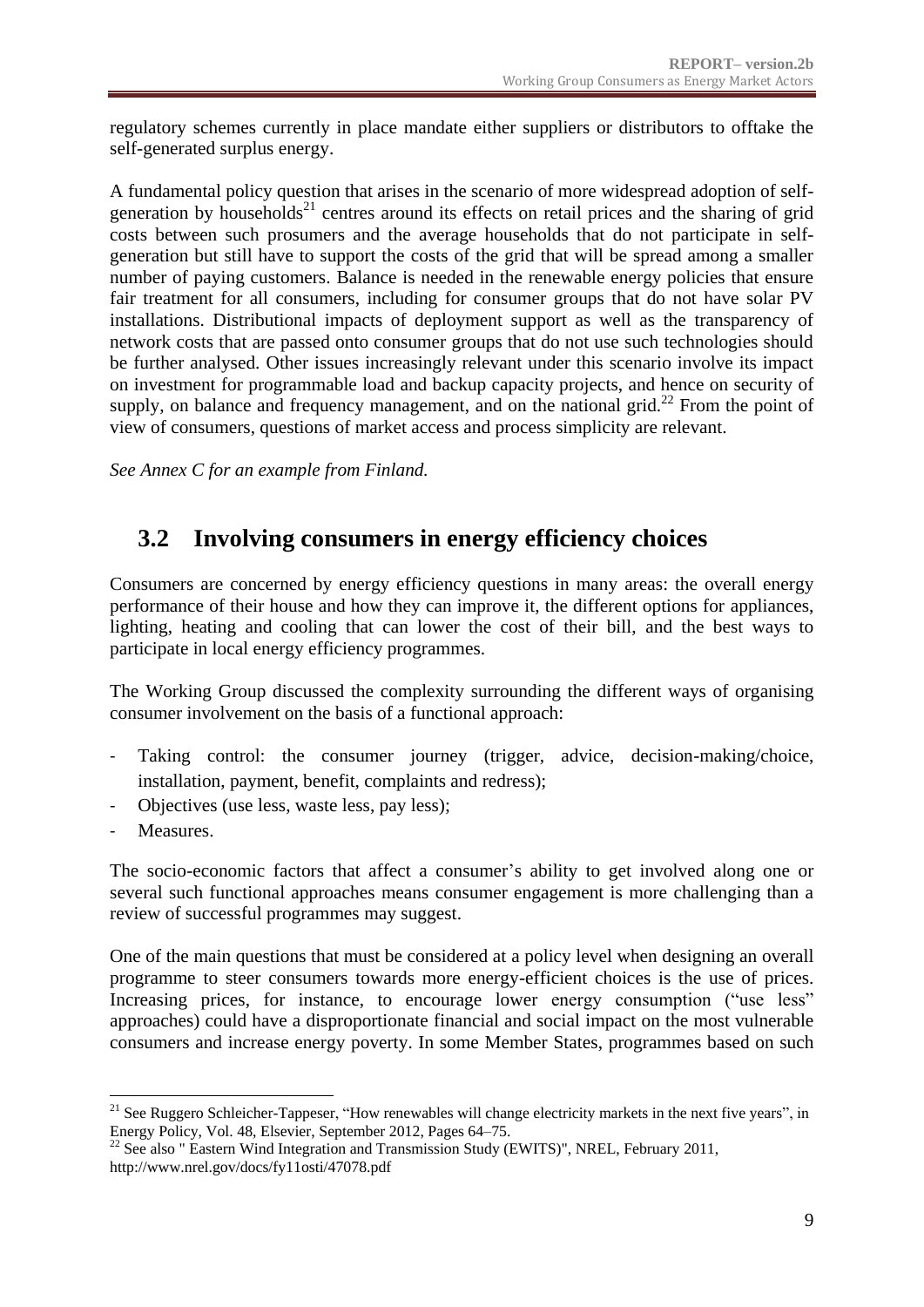regulatory schemes currently in place mandate either suppliers or distributors to offtake the self-generated surplus energy.

A fundamental policy question that arises in the scenario of more widespread adoption of self-generation by households[21] centres around its effects on retail prices and the sharing of grid costs between such prosumers and the average households that do not participate in self-generation but still have to support the costs of the grid that will be spread among a smaller number of paying customers. Balance is needed in the renewable energy policies that ensure fair treatment for all consumers, including for consumer groups that do not have solar PV installations. Distributional impacts of deployment support as well as the transparency of network costs that are passed onto consumer groups that do not use such technologies should be further analysed. Other issues increasingly relevant under this scenario involve its impact on investment for programmable load and backup capacity projects, and hence on security of supply, on balance and frequency management, and on the national grid.[22] From the point of view of consumers, questions of market access and process simplicity are relevant.

*See Annex C for an example from Finland.*

## 3.2 Involving consumers in energy efficiency choices

Consumers are concerned by energy efficiency questions in many areas: the overall energy performance of their house and how they can improve it, the different options for appliances, lighting, heating and cooling that can lower the cost of their bill, and the best ways to participate in local energy efficiency programmes.

The Working Group discussed the complexity surrounding the different ways of organising consumer involvement on the basis of a functional approach:

- Taking control: the consumer journey (trigger, advice, decision-making/choice, installation, payment, benefit, complaints and redress);
- Objectives (use less, waste less, pay less);
- Measures.

The socio-economic factors that affect a consumer's ability to get involved along one or several such functional approaches means consumer engagement is more challenging than a review of successful programmes may suggest.

One of the main questions that must be considered at a policy level when designing an overall programme to steer consumers towards more energy-efficient choices is the use of prices. Increasing prices, for instance, to encourage lower energy consumption ("use less" approaches) could have a disproportionate financial and social impact on the most vulnerable consumers and increase energy poverty. In some Member States, programmes based on such

---

[21] See Ruggero Schleicher-Tappeser, "How renewables will change electricity markets in the next five years", in Energy Policy, Vol. 48, Elsevier, September 2012, Pages 64–75.

[22] See also " Eastern Wind Integration and Transmission Study (EWITS)", NREL, February 2011, http://www.nrel.gov/docs/fy11osti/47078.pdf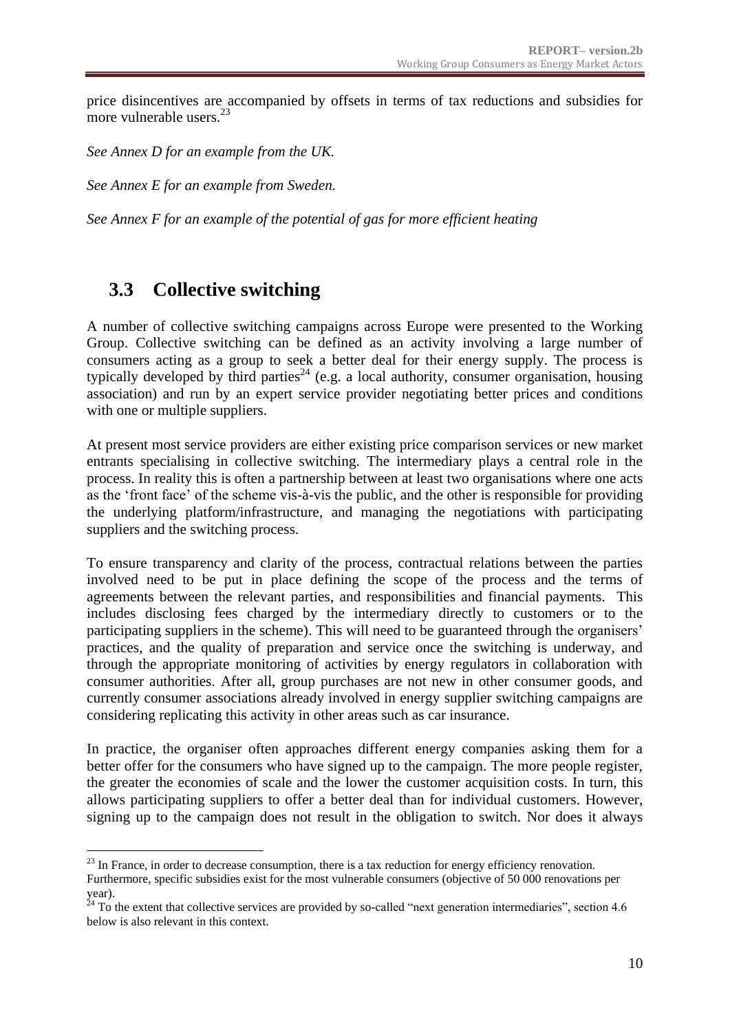price disincentives are accompanied by offsets in terms of tax reductions and subsidies for more vulnerable users.[23]

*See Annex D for an example from the UK.*

*See Annex E for an example from Sweden.*

*See Annex F for an example of the potential of gas for more efficient heating*

## 3.3 Collective switching

A number of collective switching campaigns across Europe were presented to the Working Group. Collective switching can be defined as an activity involving a large number of consumers acting as a group to seek a better deal for their energy supply. The process is typically developed by third parties[24] (e.g. a local authority, consumer organisation, housing association) and run by an expert service provider negotiating better prices and conditions with one or multiple suppliers.

At present most service providers are either existing price comparison services or new market entrants specialising in collective switching. The intermediary plays a central role in the process. In reality this is often a partnership between at least two organisations where one acts as the 'front face' of the scheme vis-à-vis the public, and the other is responsible for providing the underlying platform/infrastructure, and managing the negotiations with participating suppliers and the switching process.

To ensure transparency and clarity of the process, contractual relations between the parties involved need to be put in place defining the scope of the process and the terms of agreements between the relevant parties, and responsibilities and financial payments. This includes disclosing fees charged by the intermediary directly to customers or to the participating suppliers in the scheme). This will need to be guaranteed through the organisers' practices, and the quality of preparation and service once the switching is underway, and through the appropriate monitoring of activities by energy regulators in collaboration with consumer authorities. After all, group purchases are not new in other consumer goods, and currently consumer associations already involved in energy supplier switching campaigns are considering replicating this activity in other areas such as car insurance.

In practice, the organiser often approaches different energy companies asking them for a better offer for the consumers who have signed up to the campaign. The more people register, the greater the economies of scale and the lower the customer acquisition costs. In turn, this allows participating suppliers to offer a better deal than for individual customers. However, signing up to the campaign does not result in the obligation to switch. Nor does it always

---

[23] In France, in order to decrease consumption, there is a tax reduction for energy efficiency renovation. Furthermore, specific subsidies exist for the most vulnerable consumers (objective of 50 000 renovations per year).

[24] To the extent that collective services are provided by so-called "next generation intermediaries", section 4.6 below is also relevant in this context.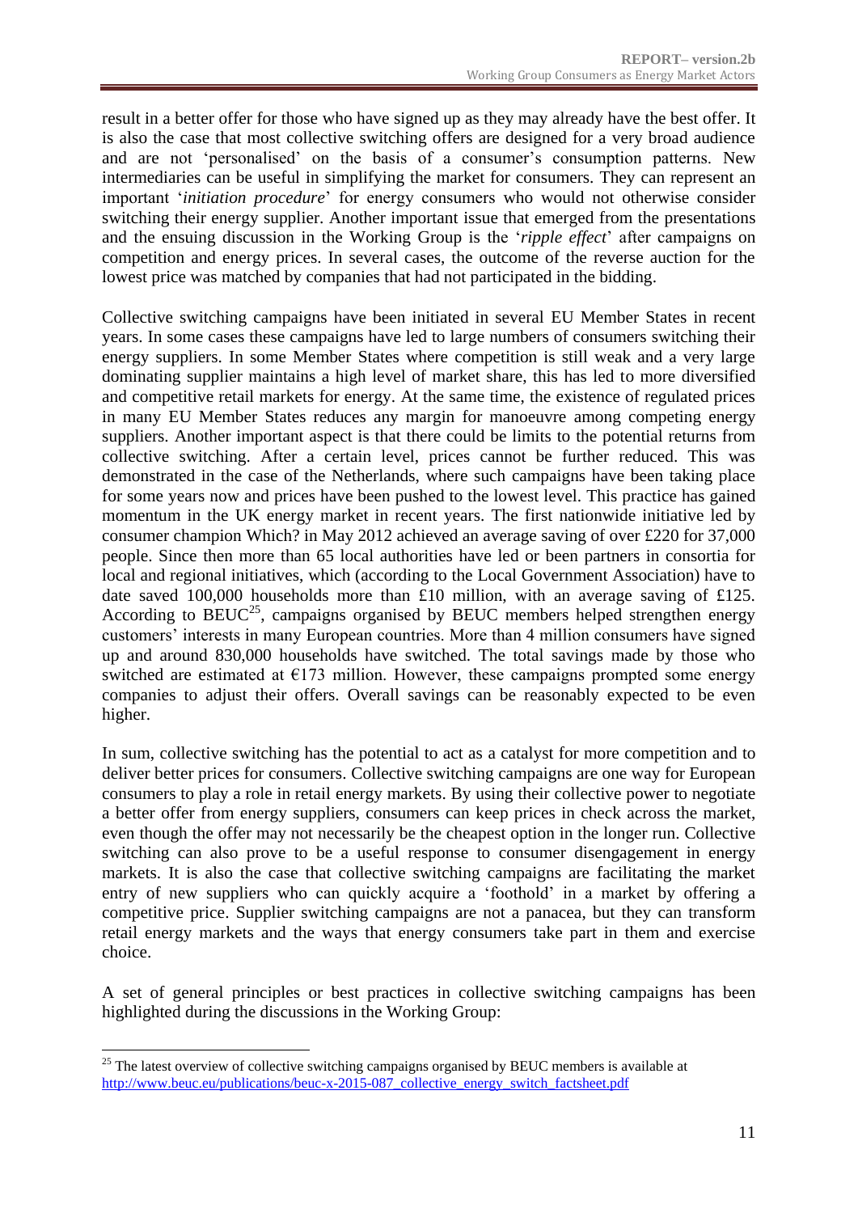result in a better offer for those who have signed up as they may already have the best offer. It is also the case that most collective switching offers are designed for a very broad audience and are not 'personalised' on the basis of a consumer's consumption patterns. New intermediaries can be useful in simplifying the market for consumers. They can represent an important '*initiation procedure*' for energy consumers who would not otherwise consider switching their energy supplier. Another important issue that emerged from the presentations and the ensuing discussion in the Working Group is the '*ripple effect*' after campaigns on competition and energy prices. In several cases, the outcome of the reverse auction for the lowest price was matched by companies that had not participated in the bidding.

Collective switching campaigns have been initiated in several EU Member States in recent years. In some cases these campaigns have led to large numbers of consumers switching their energy suppliers. In some Member States where competition is still weak and a very large dominating supplier maintains a high level of market share, this has led to more diversified and competitive retail markets for energy. At the same time, the existence of regulated prices in many EU Member States reduces any margin for manoeuvre among competing energy suppliers. Another important aspect is that there could be limits to the potential returns from collective switching. After a certain level, prices cannot be further reduced. This was demonstrated in the case of the Netherlands, where such campaigns have been taking place for some years now and prices have been pushed to the lowest level. This practice has gained momentum in the UK energy market in recent years. The first nationwide initiative led by consumer champion Which? in May 2012 achieved an average saving of over £220 for 37,000 people. Since then more than 65 local authorities have led or been partners in consortia for local and regional initiatives, which (according to the Local Government Association) have to date saved 100,000 households more than £10 million, with an average saving of £125. According to BEUC[25], campaigns organised by BEUC members helped strengthen energy customers' interests in many European countries. More than 4 million consumers have signed up and around 830,000 households have switched. The total savings made by those who switched are estimated at €173 million. However, these campaigns prompted some energy companies to adjust their offers. Overall savings can be reasonably expected to be even higher.

In sum, collective switching has the potential to act as a catalyst for more competition and to deliver better prices for consumers. Collective switching campaigns are one way for European consumers to play a role in retail energy markets. By using their collective power to negotiate a better offer from energy suppliers, consumers can keep prices in check across the market, even though the offer may not necessarily be the cheapest option in the longer run. Collective switching can also prove to be a useful response to consumer disengagement in energy markets. It is also the case that collective switching campaigns are facilitating the market entry of new suppliers who can quickly acquire a 'foothold' in a market by offering a competitive price. Supplier switching campaigns are not a panacea, but they can transform retail energy markets and the ways that energy consumers take part in them and exercise choice.

A set of general principles or best practices in collective switching campaigns has been highlighted during the discussions in the Working Group:

---

[25] The latest overview of collective switching campaigns organised by BEUC members is available at http://www.beuc.eu/publications/beuc-x-2015-087_collective_energy_switch_factsheet.pdf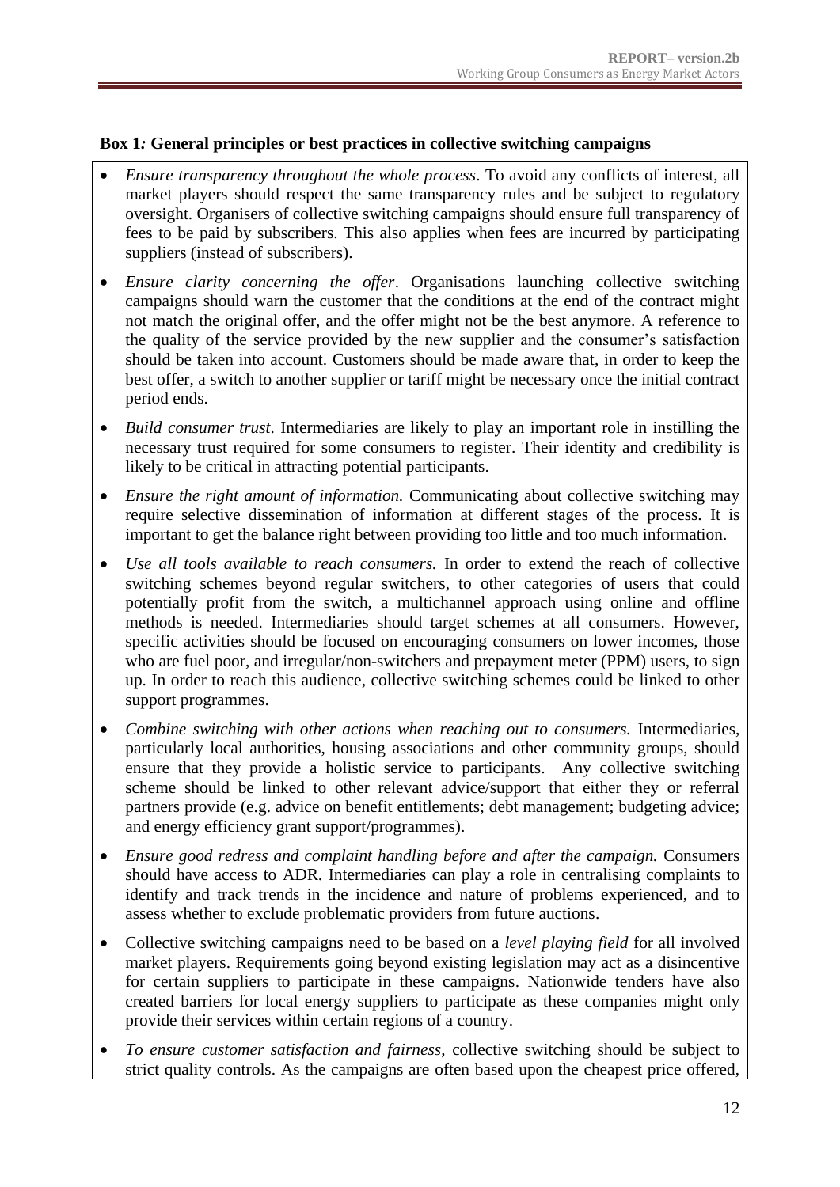**Box 1: General principles or best practices in collective switching campaigns**

- *Ensure transparency throughout the whole process*. To avoid any conflicts of interest, all market players should respect the same transparency rules and be subject to regulatory oversight. Organisers of collective switching campaigns should ensure full transparency of fees to be paid by subscribers. This also applies when fees are incurred by participating suppliers (instead of subscribers).
- *Ensure clarity concerning the offer*. Organisations launching collective switching campaigns should warn the customer that the conditions at the end of the contract might not match the original offer, and the offer might not be the best anymore. A reference to the quality of the service provided by the new supplier and the consumer's satisfaction should be taken into account. Customers should be made aware that, in order to keep the best offer, a switch to another supplier or tariff might be necessary once the initial contract period ends.
- *Build consumer trust*. Intermediaries are likely to play an important role in instilling the necessary trust required for some consumers to register. Their identity and credibility is likely to be critical in attracting potential participants.
- *Ensure the right amount of information.* Communicating about collective switching may require selective dissemination of information at different stages of the process. It is important to get the balance right between providing too little and too much information.
- *Use all tools available to reach consumers.* In order to extend the reach of collective switching schemes beyond regular switchers, to other categories of users that could potentially profit from the switch, a multichannel approach using online and offline methods is needed. Intermediaries should target schemes at all consumers. However, specific activities should be focused on encouraging consumers on lower incomes, those who are fuel poor, and irregular/non-switchers and prepayment meter (PPM) users, to sign up. In order to reach this audience, collective switching schemes could be linked to other support programmes.
- *Combine switching with other actions when reaching out to consumers.* Intermediaries, particularly local authorities, housing associations and other community groups, should ensure that they provide a holistic service to participants. Any collective switching scheme should be linked to other relevant advice/support that either they or referral partners provide (e.g. advice on benefit entitlements; debt management; budgeting advice; and energy efficiency grant support/programmes).
- *Ensure good redress and complaint handling before and after the campaign.* Consumers should have access to ADR. Intermediaries can play a role in centralising complaints to identify and track trends in the incidence and nature of problems experienced, and to assess whether to exclude problematic providers from future auctions.
- Collective switching campaigns need to be based on a *level playing field* for all involved market players. Requirements going beyond existing legislation may act as a disincentive for certain suppliers to participate in these campaigns. Nationwide tenders have also created barriers for local energy suppliers to participate as these companies might only provide their services within certain regions of a country.
- *To ensure customer satisfaction and fairness*, collective switching should be subject to strict quality controls. As the campaigns are often based upon the cheapest price offered,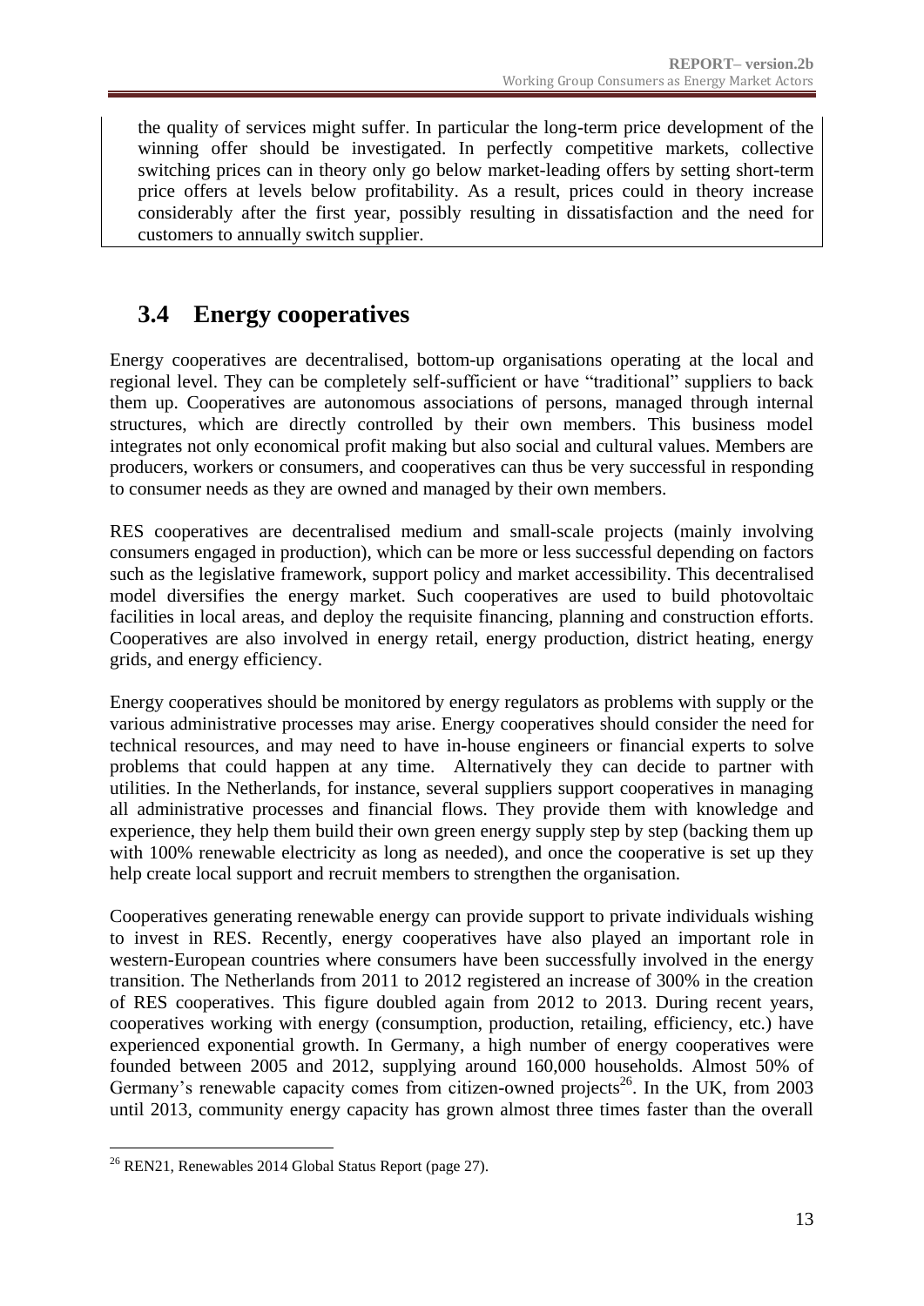the quality of services might suffer. In particular the long-term price development of the winning offer should be investigated. In perfectly competitive markets, collective switching prices can in theory only go below market-leading offers by setting short-term price offers at levels below profitability. As a result, prices could in theory increase considerably after the first year, possibly resulting in dissatisfaction and the need for customers to annually switch supplier.

## 3.4 Energy cooperatives

Energy cooperatives are decentralised, bottom-up organisations operating at the local and regional level. They can be completely self-sufficient or have "traditional" suppliers to back them up. Cooperatives are autonomous associations of persons, managed through internal structures, which are directly controlled by their own members. This business model integrates not only economical profit making but also social and cultural values. Members are producers, workers or consumers, and cooperatives can thus be very successful in responding to consumer needs as they are owned and managed by their own members.

RES cooperatives are decentralised medium and small-scale projects (mainly involving consumers engaged in production), which can be more or less successful depending on factors such as the legislative framework, support policy and market accessibility. This decentralised model diversifies the energy market. Such cooperatives are used to build photovoltaic facilities in local areas, and deploy the requisite financing, planning and construction efforts. Cooperatives are also involved in energy retail, energy production, district heating, energy grids, and energy efficiency.

Energy cooperatives should be monitored by energy regulators as problems with supply or the various administrative processes may arise. Energy cooperatives should consider the need for technical resources, and may need to have in-house engineers or financial experts to solve problems that could happen at any time. Alternatively they can decide to partner with utilities. In the Netherlands, for instance, several suppliers support cooperatives in managing all administrative processes and financial flows. They provide them with knowledge and experience, they help them build their own green energy supply step by step (backing them up with 100% renewable electricity as long as needed), and once the cooperative is set up they help create local support and recruit members to strengthen the organisation.

Cooperatives generating renewable energy can provide support to private individuals wishing to invest in RES. Recently, energy cooperatives have also played an important role in western-European countries where consumers have been successfully involved in the energy transition. The Netherlands from 2011 to 2012 registered an increase of 300% in the creation of RES cooperatives. This figure doubled again from 2012 to 2013. During recent years, cooperatives working with energy (consumption, production, retailing, efficiency, etc.) have experienced exponential growth. In Germany, a high number of energy cooperatives were founded between 2005 and 2012, supplying around 160,000 households. Almost 50% of Germany's renewable capacity comes from citizen-owned projects[26]. In the UK, from 2003 until 2013, community energy capacity has grown almost three times faster than the overall

[26] REN21, Renewables 2014 Global Status Report (page 27).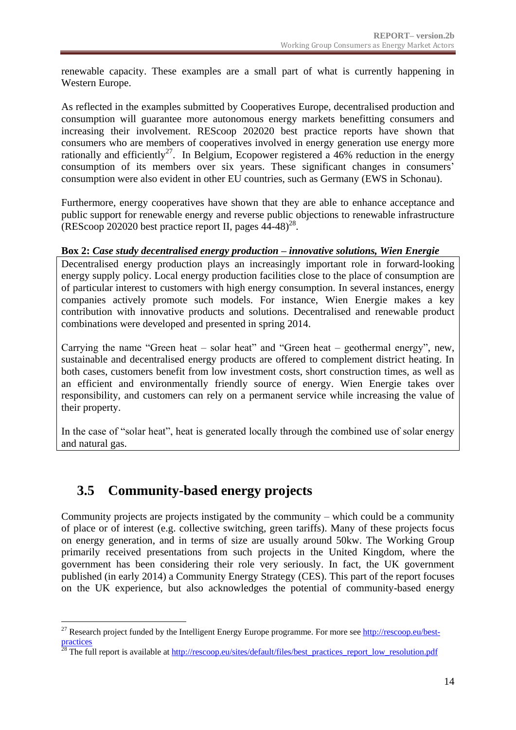renewable capacity. These examples are a small part of what is currently happening in Western Europe.

As reflected in the examples submitted by Cooperatives Europe, decentralised production and consumption will guarantee more autonomous energy markets benefitting consumers and increasing their involvement. REScoop 202020 best practice reports have shown that consumers who are members of cooperatives involved in energy generation use energy more rationally and efficiently[27]. In Belgium, Ecopower registered a 46% reduction in the energy consumption of its members over six years. These significant changes in consumers' consumption were also evident in other EU countries, such as Germany (EWS in Schonau).

Furthermore, energy cooperatives have shown that they are able to enhance acceptance and public support for renewable energy and reverse public objections to renewable infrastructure (REScoop 202020 best practice report II, pages 44-48)[28].

**Box 2: *Case study decentralised energy production – innovative solutions, Wien Energie***

Decentralised energy production plays an increasingly important role in forward-looking energy supply policy. Local energy production facilities close to the place of consumption are of particular interest to customers with high energy consumption. In several instances, energy companies actively promote such models. For instance, Wien Energie makes a key contribution with innovative products and solutions. Decentralised and renewable product combinations were developed and presented in spring 2014.

Carrying the name "Green heat – solar heat" and "Green heat – geothermal energy", new, sustainable and decentralised energy products are offered to complement district heating. In both cases, customers benefit from low investment costs, short construction times, as well as an efficient and environmentally friendly source of energy. Wien Energie takes over responsibility, and customers can rely on a permanent service while increasing the value of their property.

In the case of "solar heat", heat is generated locally through the combined use of solar energy and natural gas.

## 3.5 Community-based energy projects

Community projects are projects instigated by the community – which could be a community of place or of interest (e.g. collective switching, green tariffs). Many of these projects focus on energy generation, and in terms of size are usually around 50kw. The Working Group primarily received presentations from such projects in the United Kingdom, where the government has been considering their role very seriously. In fact, the UK government published (in early 2014) a Community Energy Strategy (CES). This part of the report focuses on the UK experience, but also acknowledges the potential of community-based energy

---

[27] Research project funded by the Intelligent Energy Europe programme. For more see http://rescoop.eu/best-practices

[28] The full report is available at http://rescoop.eu/sites/default/files/best_practices_report_low_resolution.pdf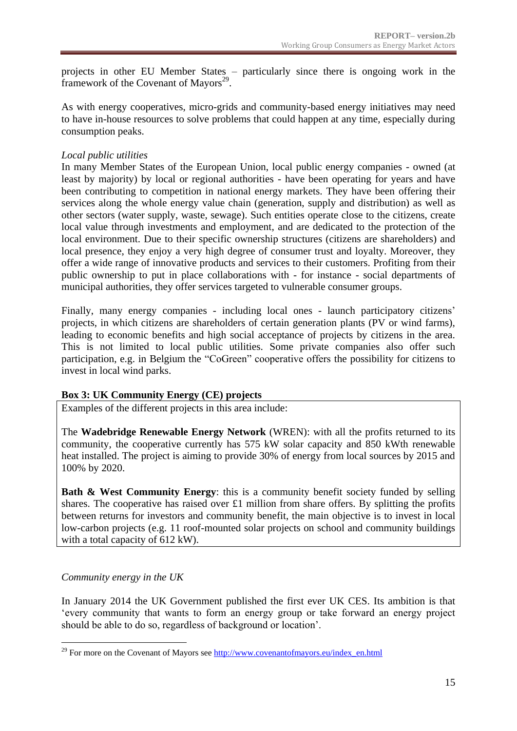projects in other EU Member States – particularly since there is ongoing work in the framework of the Covenant of Mayors[29].

As with energy cooperatives, micro-grids and community-based energy initiatives may need to have in-house resources to solve problems that could happen at any time, especially during consumption peaks.

*Local public utilities*

In many Member States of the European Union, local public energy companies - owned (at least by majority) by local or regional authorities - have been operating for years and have been contributing to competition in national energy markets. They have been offering their services along the whole energy value chain (generation, supply and distribution) as well as other sectors (water supply, waste, sewage). Such entities operate close to the citizens, create local value through investments and employment, and are dedicated to the protection of the local environment. Due to their specific ownership structures (citizens are shareholders) and local presence, they enjoy a very high degree of consumer trust and loyalty. Moreover, they offer a wide range of innovative products and services to their customers. Profiting from their public ownership to put in place collaborations with - for instance - social departments of municipal authorities, they offer services targeted to vulnerable consumer groups.

Finally, many energy companies - including local ones - launch participatory citizens' projects, in which citizens are shareholders of certain generation plants (PV or wind farms), leading to economic benefits and high social acceptance of projects by citizens in the area. This is not limited to local public utilities. Some private companies also offer such participation, e.g. in Belgium the "CoGreen" cooperative offers the possibility for citizens to invest in local wind parks.

**Box 3: UK Community Energy (CE) projects**

Examples of the different projects in this area include:

The **Wadebridge Renewable Energy Network** (WREN): with all the profits returned to its community, the cooperative currently has 575 kW solar capacity and 850 kWth renewable heat installed. The project is aiming to provide 30% of energy from local sources by 2015 and 100% by 2020.

**Bath & West Community Energy**: this is a community benefit society funded by selling shares. The cooperative has raised over £1 million from share offers. By splitting the profits between returns for investors and community benefit, the main objective is to invest in local low-carbon projects (e.g. 11 roof-mounted solar projects on school and community buildings with a total capacity of 612 kW).

*Community energy in the UK*

In January 2014 the UK Government published the first ever UK CES. Its ambition is that 'every community that wants to form an energy group or take forward an energy project should be able to do so, regardless of background or location'.

[29] For more on the Covenant of Mayors see http://www.covenantofmayors.eu/index_en.html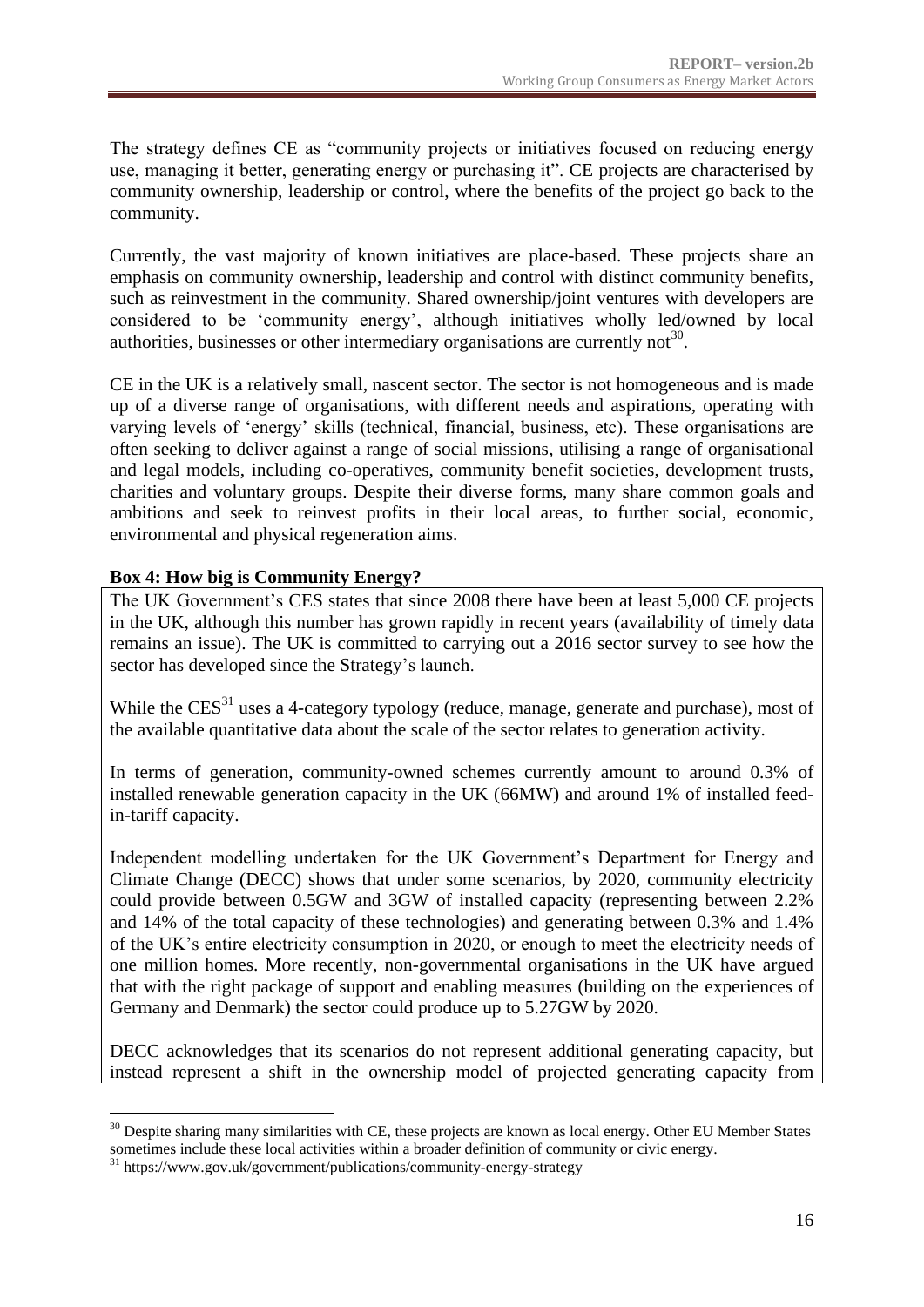The strategy defines CE as "community projects or initiatives focused on reducing energy use, managing it better, generating energy or purchasing it". CE projects are characterised by community ownership, leadership or control, where the benefits of the project go back to the community.

Currently, the vast majority of known initiatives are place-based. These projects share an emphasis on community ownership, leadership and control with distinct community benefits, such as reinvestment in the community. Shared ownership/joint ventures with developers are considered to be 'community energy', although initiatives wholly led/owned by local authorities, businesses or other intermediary organisations are currently not[30].

CE in the UK is a relatively small, nascent sector. The sector is not homogeneous and is made up of a diverse range of organisations, with different needs and aspirations, operating with varying levels of 'energy' skills (technical, financial, business, etc). These organisations are often seeking to deliver against a range of social missions, utilising a range of organisational and legal models, including co-operatives, community benefit societies, development trusts, charities and voluntary groups. Despite their diverse forms, many share common goals and ambitions and seek to reinvest profits in their local areas, to further social, economic, environmental and physical regeneration aims.

**Box 4: How big is Community Energy?**

The UK Government's CES states that since 2008 there have been at least 5,000 CE projects in the UK, although this number has grown rapidly in recent years (availability of timely data remains an issue). The UK is committed to carrying out a 2016 sector survey to see how the sector has developed since the Strategy's launch.

While the CES[31] uses a 4-category typology (reduce, manage, generate and purchase), most of the available quantitative data about the scale of the sector relates to generation activity.

In terms of generation, community-owned schemes currently amount to around 0.3% of installed renewable generation capacity in the UK (66MW) and around 1% of installed feed-in-tariff capacity.

Independent modelling undertaken for the UK Government's Department for Energy and Climate Change (DECC) shows that under some scenarios, by 2020, community electricity could provide between 0.5GW and 3GW of installed capacity (representing between 2.2% and 14% of the total capacity of these technologies) and generating between 0.3% and 1.4% of the UK's entire electricity consumption in 2020, or enough to meet the electricity needs of one million homes. More recently, non-governmental organisations in the UK have argued that with the right package of support and enabling measures (building on the experiences of Germany and Denmark) the sector could produce up to 5.27GW by 2020.

DECC acknowledges that its scenarios do not represent additional generating capacity, but instead represent a shift in the ownership model of projected generating capacity from

[30] Despite sharing many similarities with CE, these projects are known as local energy. Other EU Member States sometimes include these local activities within a broader definition of community or civic energy.

[31] https://www.gov.uk/government/publications/community-energy-strategy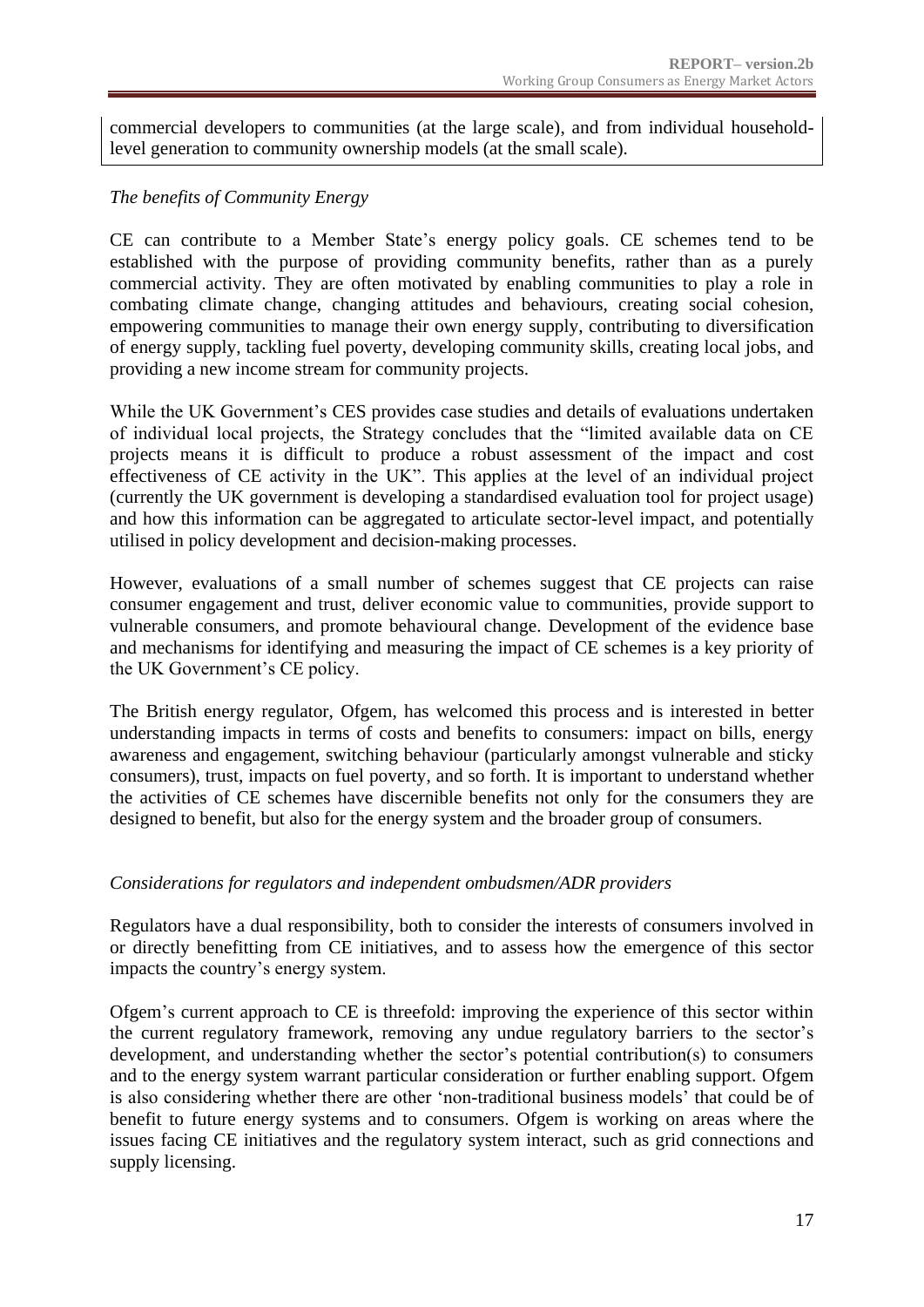commercial developers to communities (at the large scale), and from individual household-level generation to community ownership models (at the small scale).

*The benefits of Community Energy*

CE can contribute to a Member State's energy policy goals. CE schemes tend to be established with the purpose of providing community benefits, rather than as a purely commercial activity. They are often motivated by enabling communities to play a role in combating climate change, changing attitudes and behaviours, creating social cohesion, empowering communities to manage their own energy supply, contributing to diversification of energy supply, tackling fuel poverty, developing community skills, creating local jobs, and providing a new income stream for community projects.

While the UK Government's CES provides case studies and details of evaluations undertaken of individual local projects, the Strategy concludes that the "limited available data on CE projects means it is difficult to produce a robust assessment of the impact and cost effectiveness of CE activity in the UK". This applies at the level of an individual project (currently the UK government is developing a standardised evaluation tool for project usage) and how this information can be aggregated to articulate sector-level impact, and potentially utilised in policy development and decision-making processes.

However, evaluations of a small number of schemes suggest that CE projects can raise consumer engagement and trust, deliver economic value to communities, provide support to vulnerable consumers, and promote behavioural change. Development of the evidence base and mechanisms for identifying and measuring the impact of CE schemes is a key priority of the UK Government's CE policy.

The British energy regulator, Ofgem, has welcomed this process and is interested in better understanding impacts in terms of costs and benefits to consumers: impact on bills, energy awareness and engagement, switching behaviour (particularly amongst vulnerable and sticky consumers), trust, impacts on fuel poverty, and so forth. It is important to understand whether the activities of CE schemes have discernible benefits not only for the consumers they are designed to benefit, but also for the energy system and the broader group of consumers.

*Considerations for regulators and independent ombudsmen/ADR providers*

Regulators have a dual responsibility, both to consider the interests of consumers involved in or directly benefitting from CE initiatives, and to assess how the emergence of this sector impacts the country's energy system.

Ofgem's current approach to CE is threefold: improving the experience of this sector within the current regulatory framework, removing any undue regulatory barriers to the sector's development, and understanding whether the sector's potential contribution(s) to consumers and to the energy system warrant particular consideration or further enabling support. Ofgem is also considering whether there are other 'non-traditional business models' that could be of benefit to future energy systems and to consumers. Ofgem is working on areas where the issues facing CE initiatives and the regulatory system interact, such as grid connections and supply licensing.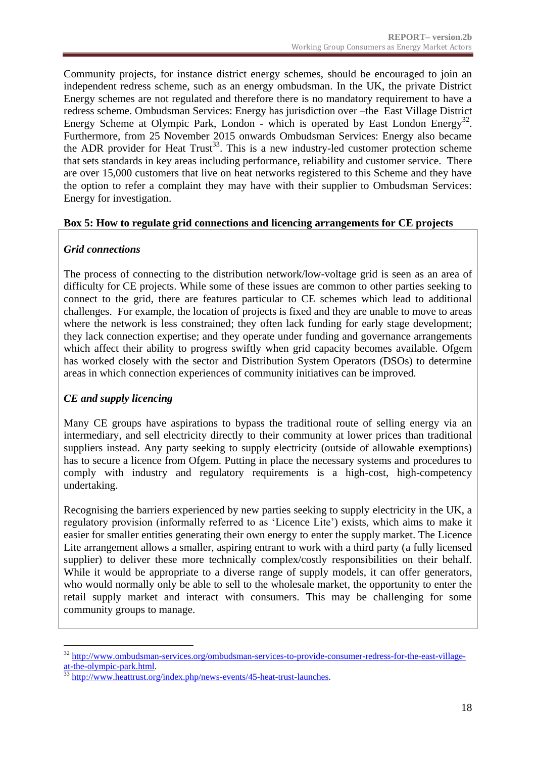Community projects, for instance district energy schemes, should be encouraged to join an independent redress scheme, such as an energy ombudsman. In the UK, the private District Energy schemes are not regulated and therefore there is no mandatory requirement to have a redress scheme. Ombudsman Services: Energy has jurisdiction over –the East Village District Energy Scheme at Olympic Park, London - which is operated by East London Energy[32]. Furthermore, from 25 November 2015 onwards Ombudsman Services: Energy also became the ADR provider for Heat Trust[33]. This is a new industry-led customer protection scheme that sets standards in key areas including performance, reliability and customer service. There are over 15,000 customers that live on heat networks registered to this Scheme and they have the option to refer a complaint they may have with their supplier to Ombudsman Services: Energy for investigation.

**Box 5: How to regulate grid connections and licencing arrangements for CE projects**

***Grid connections***

The process of connecting to the distribution network/low-voltage grid is seen as an area of difficulty for CE projects. While some of these issues are common to other parties seeking to connect to the grid, there are features particular to CE schemes which lead to additional challenges. For example, the location of projects is fixed and they are unable to move to areas where the network is less constrained; they often lack funding for early stage development; they lack connection expertise; and they operate under funding and governance arrangements which affect their ability to progress swiftly when grid capacity becomes available. Ofgem has worked closely with the sector and Distribution System Operators (DSOs) to determine areas in which connection experiences of community initiatives can be improved.

***CE and supply licencing***

Many CE groups have aspirations to bypass the traditional route of selling energy via an intermediary, and sell electricity directly to their community at lower prices than traditional suppliers instead. Any party seeking to supply electricity (outside of allowable exemptions) has to secure a licence from Ofgem. Putting in place the necessary systems and procedures to comply with industry and regulatory requirements is a high-cost, high-competency undertaking.

Recognising the barriers experienced by new parties seeking to supply electricity in the UK, a regulatory provision (informally referred to as 'Licence Lite') exists, which aims to make it easier for smaller entities generating their own energy to enter the supply market. The Licence Lite arrangement allows a smaller, aspiring entrant to work with a third party (a fully licensed supplier) to deliver these more technically complex/costly responsibilities on their behalf. While it would be appropriate to a diverse range of supply models, it can offer generators, who would normally only be able to sell to the wholesale market, the opportunity to enter the retail supply market and interact with consumers. This may be challenging for some community groups to manage.

---

[32] http://www.ombudsman-services.org/ombudsman-services-to-provide-consumer-redress-for-the-east-village-at-the-olympic-park.html.

[33] http://www.heattrust.org/index.php/news-events/45-heat-trust-launches.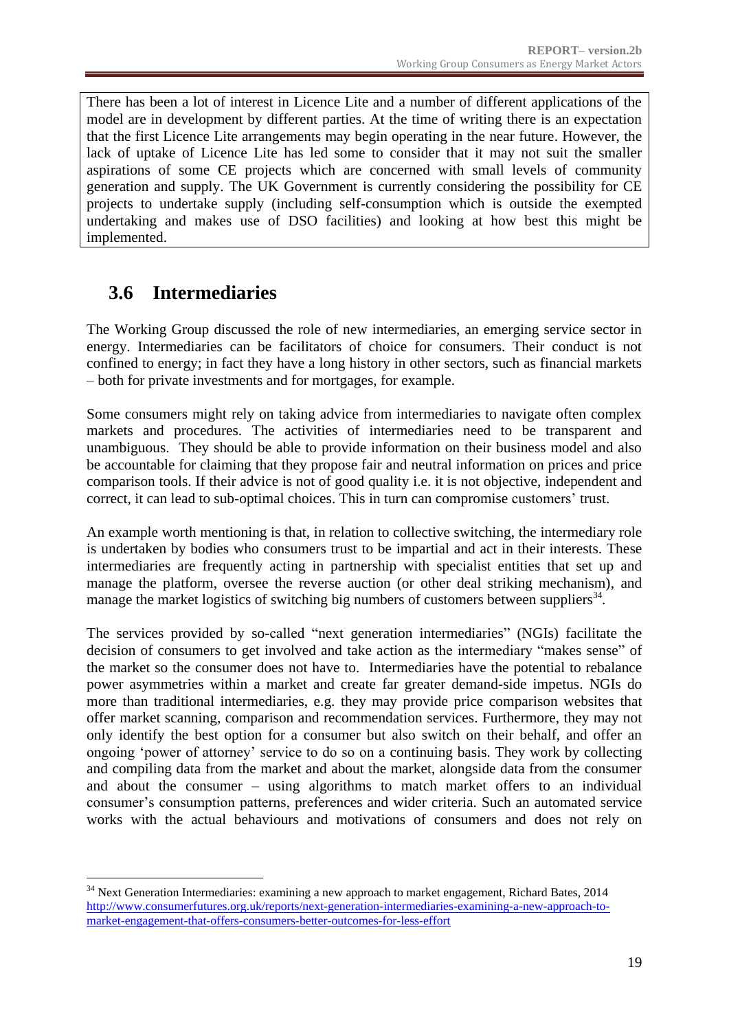There has been a lot of interest in Licence Lite and a number of different applications of the model are in development by different parties. At the time of writing there is an expectation that the first Licence Lite arrangements may begin operating in the near future. However, the lack of uptake of Licence Lite has led some to consider that it may not suit the smaller aspirations of some CE projects which are concerned with small levels of community generation and supply. The UK Government is currently considering the possibility for CE projects to undertake supply (including self-consumption which is outside the exempted undertaking and makes use of DSO facilities) and looking at how best this might be implemented.

## 3.6 Intermediaries

The Working Group discussed the role of new intermediaries, an emerging service sector in energy. Intermediaries can be facilitators of choice for consumers. Their conduct is not confined to energy; in fact they have a long history in other sectors, such as financial markets – both for private investments and for mortgages, for example.

Some consumers might rely on taking advice from intermediaries to navigate often complex markets and procedures. The activities of intermediaries need to be transparent and unambiguous. They should be able to provide information on their business model and also be accountable for claiming that they propose fair and neutral information on prices and price comparison tools. If their advice is not of good quality i.e. it is not objective, independent and correct, it can lead to sub-optimal choices. This in turn can compromise customers' trust.

An example worth mentioning is that, in relation to collective switching, the intermediary role is undertaken by bodies who consumers trust to be impartial and act in their interests. These intermediaries are frequently acting in partnership with specialist entities that set up and manage the platform, oversee the reverse auction (or other deal striking mechanism), and manage the market logistics of switching big numbers of customers between suppliers[34].

The services provided by so-called "next generation intermediaries" (NGIs) facilitate the decision of consumers to get involved and take action as the intermediary "makes sense" of the market so the consumer does not have to. Intermediaries have the potential to rebalance power asymmetries within a market and create far greater demand-side impetus. NGIs do more than traditional intermediaries, e.g. they may provide price comparison websites that offer market scanning, comparison and recommendation services. Furthermore, they may not only identify the best option for a consumer but also switch on their behalf, and offer an ongoing 'power of attorney' service to do so on a continuing basis. They work by collecting and compiling data from the market and about the market, alongside data from the consumer and about the consumer – using algorithms to match market offers to an individual consumer's consumption patterns, preferences and wider criteria. Such an automated service works with the actual behaviours and motivations of consumers and does not rely on

---

[34] Next Generation Intermediaries: examining a new approach to market engagement, Richard Bates, 2014 http://www.consumerfutures.org.uk/reports/next-generation-intermediaries-examining-a-new-approach-to-market-engagement-that-offers-consumers-better-outcomes-for-less-effort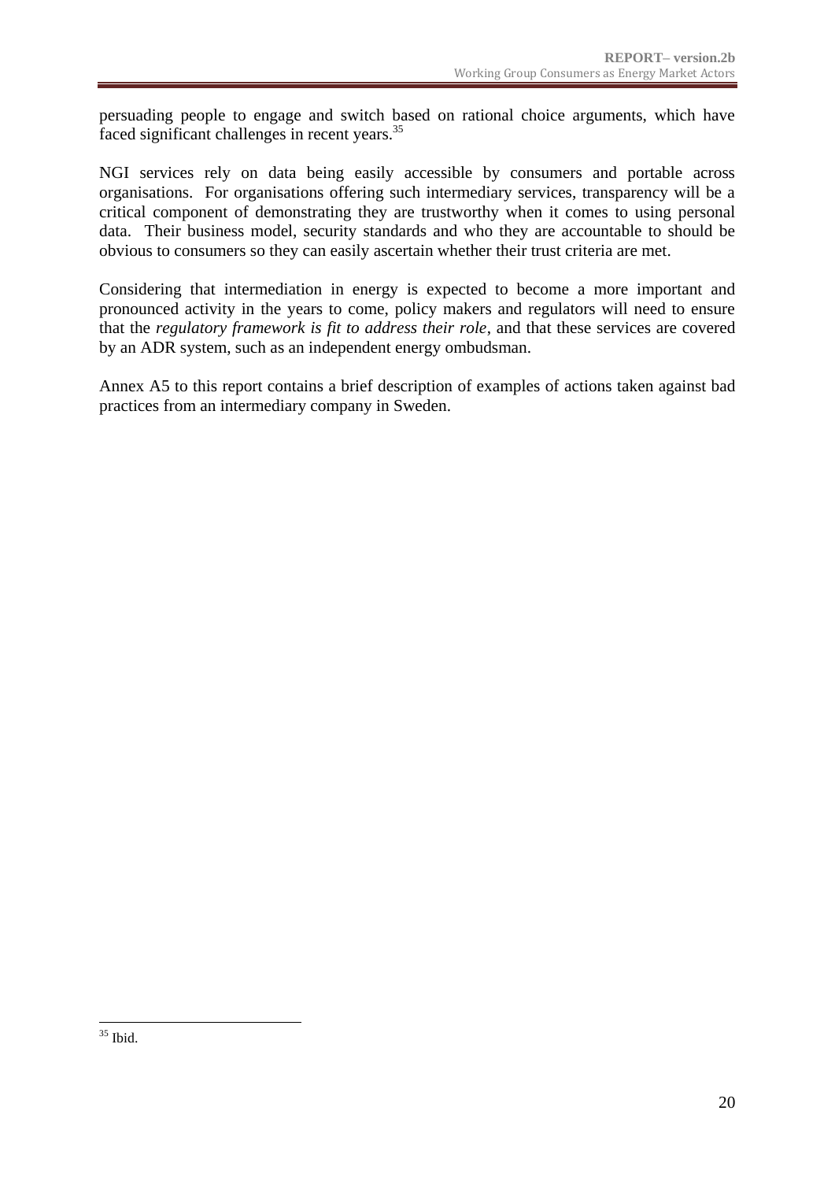persuading people to engage and switch based on rational choice arguments, which have faced significant challenges in recent years.[35]

NGI services rely on data being easily accessible by consumers and portable across organisations. For organisations offering such intermediary services, transparency will be a critical component of demonstrating they are trustworthy when it comes to using personal data. Their business model, security standards and who they are accountable to should be obvious to consumers so they can easily ascertain whether their trust criteria are met.

Considering that intermediation in energy is expected to become a more important and pronounced activity in the years to come, policy makers and regulators will need to ensure that the *regulatory framework is fit to address their role*, and that these services are covered by an ADR system, such as an independent energy ombudsman.

Annex A5 to this report contains a brief description of examples of actions taken against bad practices from an intermediary company in Sweden.

---

[35] Ibid.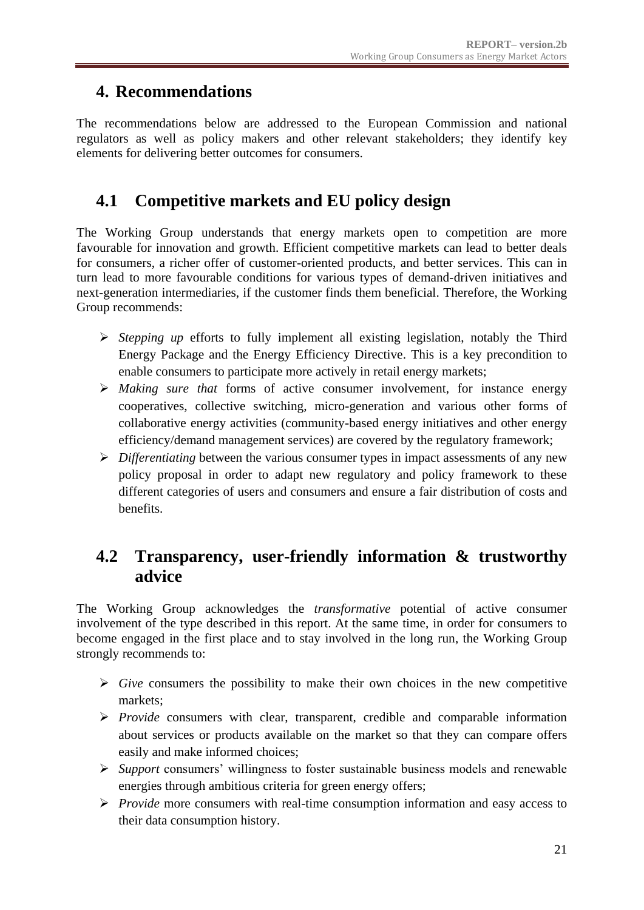# 4. Recommendations

The recommendations below are addressed to the European Commission and national regulators as well as policy makers and other relevant stakeholders; they identify key elements for delivering better outcomes for consumers.

## 4.1 Competitive markets and EU policy design

The Working Group understands that energy markets open to competition are more favourable for innovation and growth. Efficient competitive markets can lead to better deals for consumers, a richer offer of customer-oriented products, and better services. This can in turn lead to more favourable conditions for various types of demand-driven initiatives and next-generation intermediaries, if the customer finds them beneficial. Therefore, the Working Group recommends:

- *Stepping up* efforts to fully implement all existing legislation, notably the Third Energy Package and the Energy Efficiency Directive. This is a key precondition to enable consumers to participate more actively in retail energy markets;
- *Making sure that* forms of active consumer involvement, for instance energy cooperatives, collective switching, micro-generation and various other forms of collaborative energy activities (community-based energy initiatives and other energy efficiency/demand management services) are covered by the regulatory framework;
- *Differentiating* between the various consumer types in impact assessments of any new policy proposal in order to adapt new regulatory and policy framework to these different categories of users and consumers and ensure a fair distribution of costs and benefits.

## 4.2 Transparency, user-friendly information & trustworthy advice

The Working Group acknowledges the *transformative* potential of active consumer involvement of the type described in this report. At the same time, in order for consumers to become engaged in the first place and to stay involved in the long run, the Working Group strongly recommends to:

- *Give* consumers the possibility to make their own choices in the new competitive markets;
- *Provide* consumers with clear, transparent, credible and comparable information about services or products available on the market so that they can compare offers easily and make informed choices;
- *Support* consumers' willingness to foster sustainable business models and renewable energies through ambitious criteria for green energy offers;
- *Provide* more consumers with real-time consumption information and easy access to their data consumption history.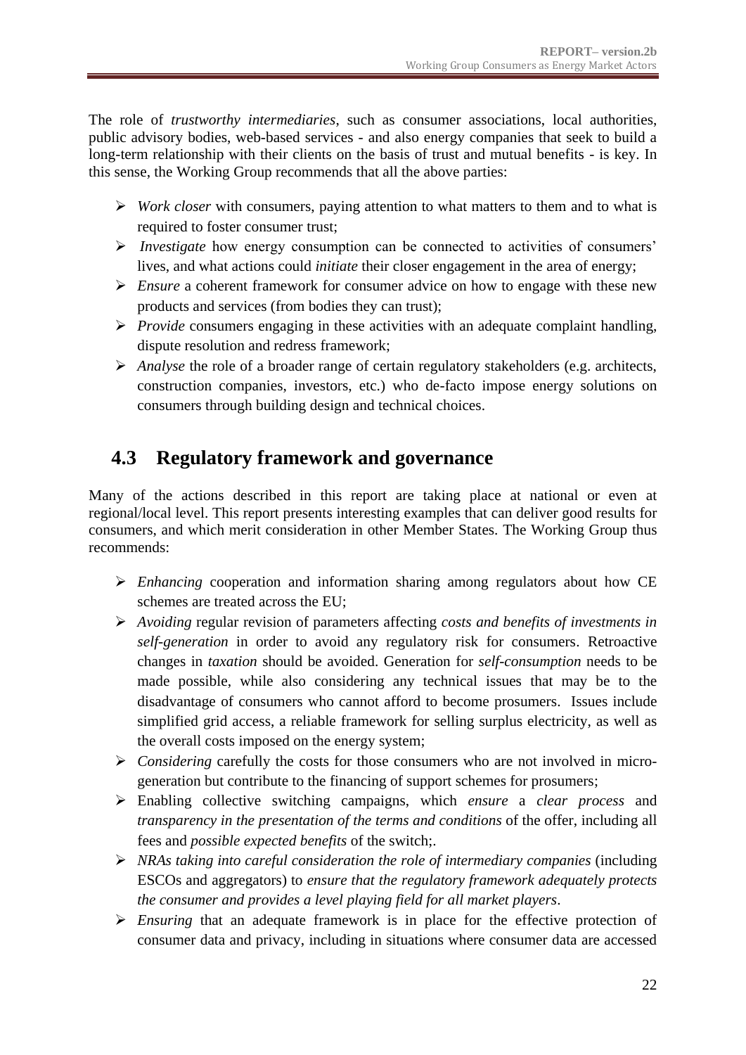The role of *trustworthy intermediaries*, such as consumer associations, local authorities, public advisory bodies, web-based services - and also energy companies that seek to build a long-term relationship with their clients on the basis of trust and mutual benefits - is key. In this sense, the Working Group recommends that all the above parties:

- *Work closer* with consumers, paying attention to what matters to them and to what is required to foster consumer trust;
- *Investigate* how energy consumption can be connected to activities of consumers' lives, and what actions could *initiate* their closer engagement in the area of energy;
- *Ensure* a coherent framework for consumer advice on how to engage with these new products and services (from bodies they can trust);
- *Provide* consumers engaging in these activities with an adequate complaint handling, dispute resolution and redress framework;
- *Analyse* the role of a broader range of certain regulatory stakeholders (e.g. architects, construction companies, investors, etc.) who de-facto impose energy solutions on consumers through building design and technical choices.

## 4.3 Regulatory framework and governance

Many of the actions described in this report are taking place at national or even at regional/local level. This report presents interesting examples that can deliver good results for consumers, and which merit consideration in other Member States. The Working Group thus recommends:

- *Enhancing* cooperation and information sharing among regulators about how CE schemes are treated across the EU;
- *Avoiding* regular revision of parameters affecting *costs and benefits of investments in self-generation* in order to avoid any regulatory risk for consumers. Retroactive changes in *taxation* should be avoided. Generation for *self-consumption* needs to be made possible, while also considering any technical issues that may be to the disadvantage of consumers who cannot afford to become prosumers. Issues include simplified grid access, a reliable framework for selling surplus electricity, as well as the overall costs imposed on the energy system;
- *Considering* carefully the costs for those consumers who are not involved in micro-generation but contribute to the financing of support schemes for prosumers;
- Enabling collective switching campaigns, which *ensure* a *clear process* and *transparency in the presentation of the terms and conditions* of the offer, including all fees and *possible expected benefits* of the switch;.
- *NRAs taking into careful consideration the role of intermediary companies* (including ESCOs and aggregators) to *ensure that the regulatory framework adequately protects the consumer and provides a level playing field for all market players*.
- *Ensuring* that an adequate framework is in place for the effective protection of consumer data and privacy, including in situations where consumer data are accessed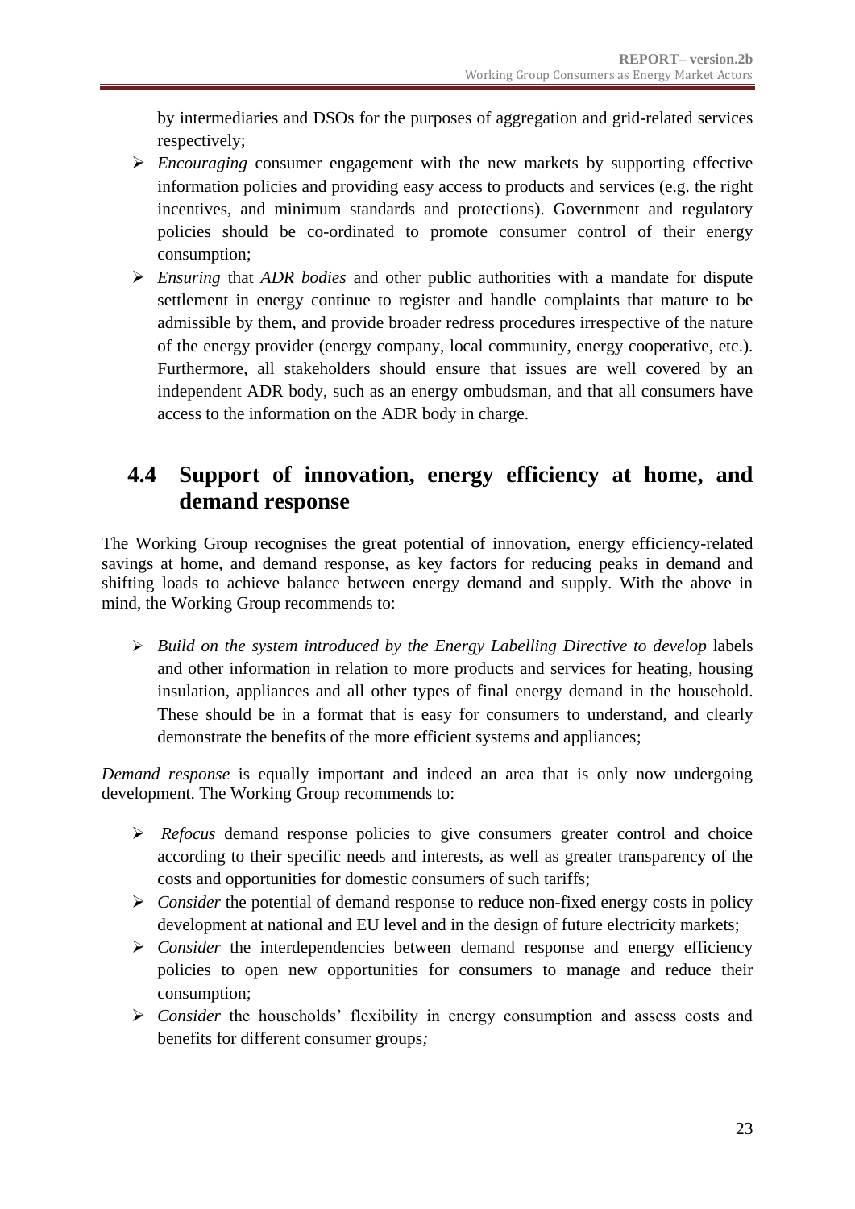by intermediaries and DSOs for the purposes of aggregation and grid-related services respectively;

- *Encouraging* consumer engagement with the new markets by supporting effective information policies and providing easy access to products and services (e.g. the right incentives, and minimum standards and protections). Government and regulatory policies should be co-ordinated to promote consumer control of their energy consumption;
- *Ensuring* that *ADR bodies* and other public authorities with a mandate for dispute settlement in energy continue to register and handle complaints that mature to be admissible by them, and provide broader redress procedures irrespective of the nature of the energy provider (energy company, local community, energy cooperative, etc.). Furthermore, all stakeholders should ensure that issues are well covered by an independent ADR body, such as an energy ombudsman, and that all consumers have access to the information on the ADR body in charge.

## 4.4 Support of innovation, energy efficiency at home, and demand response

The Working Group recognises the great potential of innovation, energy efficiency-related savings at home, and demand response, as key factors for reducing peaks in demand and shifting loads to achieve balance between energy demand and supply. With the above in mind, the Working Group recommends to:

- *Build on the system introduced by the Energy Labelling Directive to develop* labels and other information in relation to more products and services for heating, housing insulation, appliances and all other types of final energy demand in the household. These should be in a format that is easy for consumers to understand, and clearly demonstrate the benefits of the more efficient systems and appliances;

*Demand response* is equally important and indeed an area that is only now undergoing development. The Working Group recommends to:

- *Refocus* demand response policies to give consumers greater control and choice according to their specific needs and interests, as well as greater transparency of the costs and opportunities for domestic consumers of such tariffs;
- *Consider* the potential of demand response to reduce non-fixed energy costs in policy development at national and EU level and in the design of future electricity markets;
- *Consider* the interdependencies between demand response and energy efficiency policies to open new opportunities for consumers to manage and reduce their consumption;
- *Consider* the households' flexibility in energy consumption and assess costs and benefits for different consumer groups*;*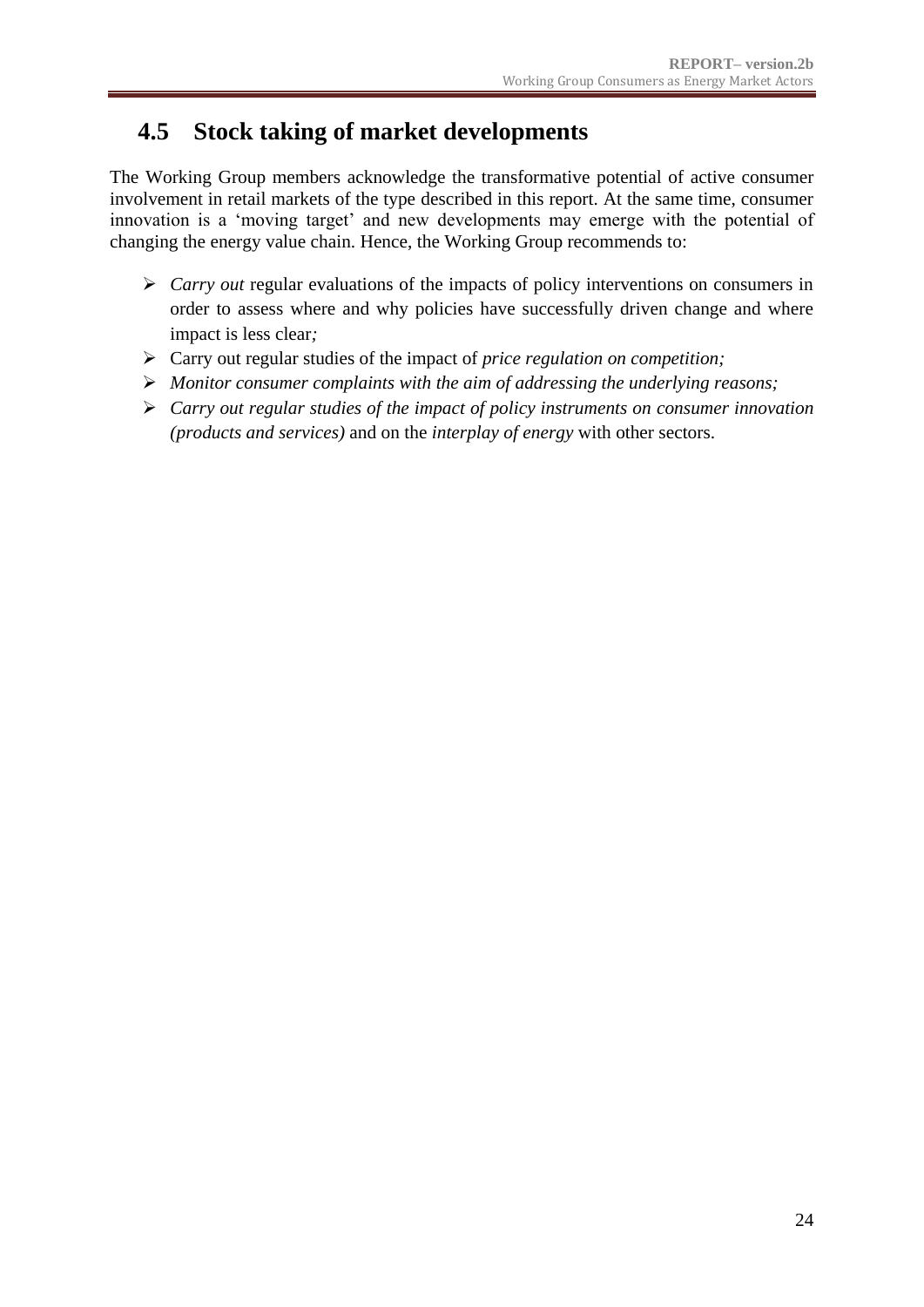## 4.5 Stock taking of market developments

The Working Group members acknowledge the transformative potential of active consumer involvement in retail markets of the type described in this report. At the same time, consumer innovation is a 'moving target' and new developments may emerge with the potential of changing the energy value chain. Hence, the Working Group recommends to:

- *Carry out* regular evaluations of the impacts of policy interventions on consumers in order to assess where and why policies have successfully driven change and where impact is less clear*;*
- Carry out regular studies of the impact of *price regulation on competition;*
- *Monitor consumer complaints with the aim of addressing the underlying reasons;*
- *Carry out regular studies of the impact of policy instruments on consumer innovation (products and services)* and on the *interplay of energy* with other sectors.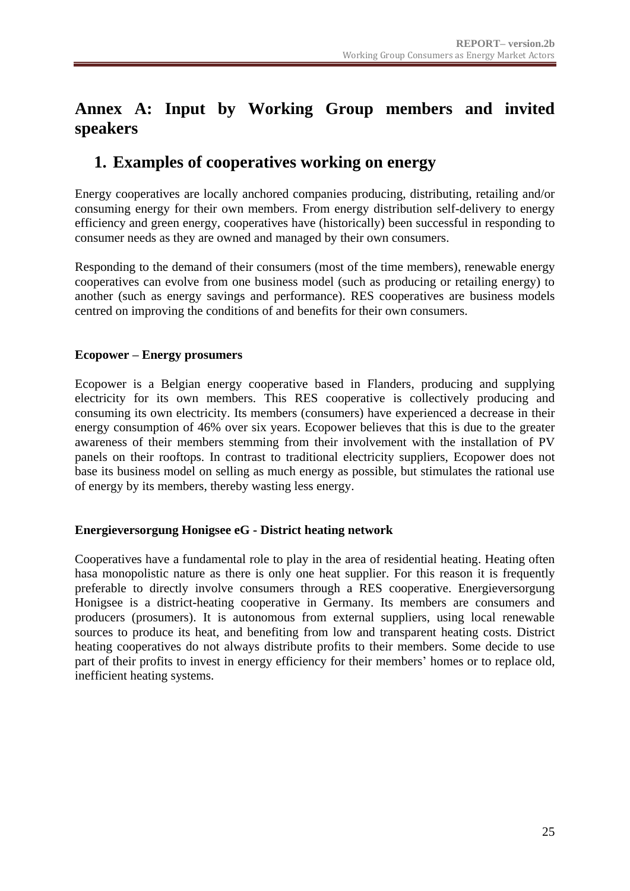# Annex A: Input by Working Group members and invited speakers

## 1. Examples of cooperatives working on energy

Energy cooperatives are locally anchored companies producing, distributing, retailing and/or consuming energy for their own members. From energy distribution self-delivery to energy efficiency and green energy, cooperatives have (historically) been successful in responding to consumer needs as they are owned and managed by their own consumers.

Responding to the demand of their consumers (most of the time members), renewable energy cooperatives can evolve from one business model (such as producing or retailing energy) to another (such as energy savings and performance). RES cooperatives are business models centred on improving the conditions of and benefits for their own consumers.

**Ecopower – Energy prosumers**

Ecopower is a Belgian energy cooperative based in Flanders, producing and supplying electricity for its own members. This RES cooperative is collectively producing and consuming its own electricity. Its members (consumers) have experienced a decrease in their energy consumption of 46% over six years. Ecopower believes that this is due to the greater awareness of their members stemming from their involvement with the installation of PV panels on their rooftops. In contrast to traditional electricity suppliers, Ecopower does not base its business model on selling as much energy as possible, but stimulates the rational use of energy by its members, thereby wasting less energy.

**Energieversorgung Honigsee eG - District heating network**

Cooperatives have a fundamental role to play in the area of residential heating. Heating often hasa monopolistic nature as there is only one heat supplier. For this reason it is frequently preferable to directly involve consumers through a RES cooperative. Energieversorgung Honigsee is a district-heating cooperative in Germany. Its members are consumers and producers (prosumers). It is autonomous from external suppliers, using local renewable sources to produce its heat, and benefiting from low and transparent heating costs. District heating cooperatives do not always distribute profits to their members. Some decide to use part of their profits to invest in energy efficiency for their members' homes or to replace old, inefficient heating systems.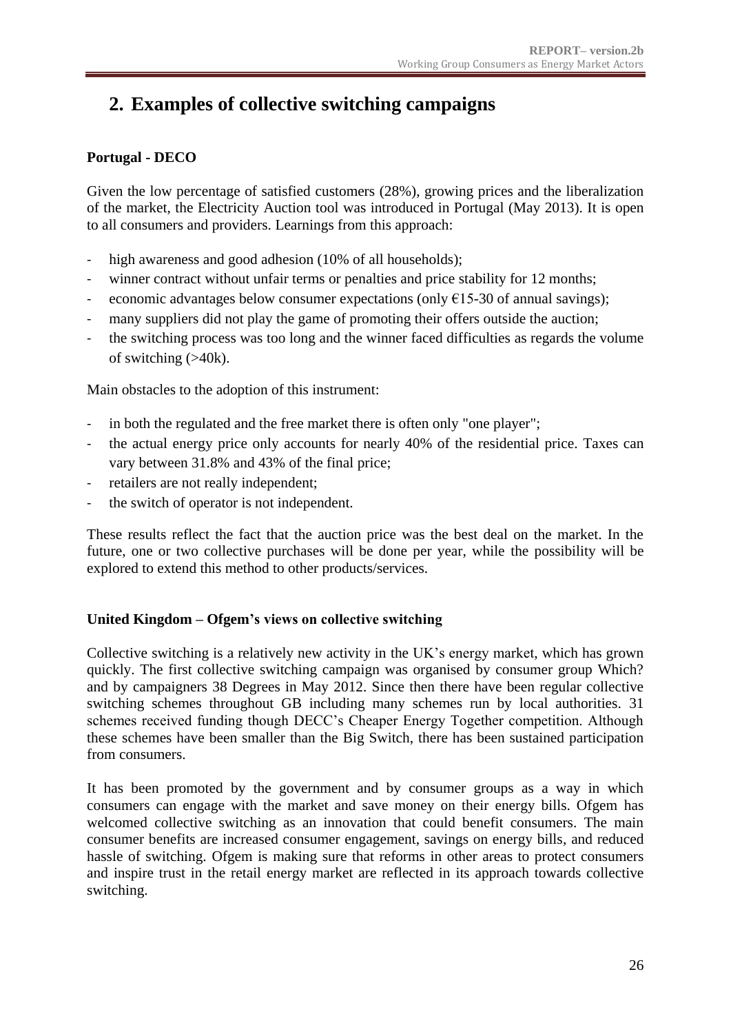# 2. Examples of collective switching campaigns

**Portugal - DECO**

Given the low percentage of satisfied customers (28%), growing prices and the liberalization of the market, the Electricity Auction tool was introduced in Portugal (May 2013). It is open to all consumers and providers. Learnings from this approach:

- high awareness and good adhesion (10% of all households);
- winner contract without unfair terms or penalties and price stability for 12 months;
- economic advantages below consumer expectations (only €15-30 of annual savings);
- many suppliers did not play the game of promoting their offers outside the auction;
- the switching process was too long and the winner faced difficulties as regards the volume of switching (>40k).

Main obstacles to the adoption of this instrument:

- in both the regulated and the free market there is often only "one player";
- the actual energy price only accounts for nearly 40% of the residential price. Taxes can vary between 31.8% and 43% of the final price;
- retailers are not really independent;
- the switch of operator is not independent.

These results reflect the fact that the auction price was the best deal on the market. In the future, one or two collective purchases will be done per year, while the possibility will be explored to extend this method to other products/services.

**United Kingdom – Ofgem's views on collective switching**

Collective switching is a relatively new activity in the UK's energy market, which has grown quickly. The first collective switching campaign was organised by consumer group Which? and by campaigners 38 Degrees in May 2012. Since then there have been regular collective switching schemes throughout GB including many schemes run by local authorities. 31 schemes received funding though DECC's Cheaper Energy Together competition. Although these schemes have been smaller than the Big Switch, there has been sustained participation from consumers.

It has been promoted by the government and by consumer groups as a way in which consumers can engage with the market and save money on their energy bills. Ofgem has welcomed collective switching as an innovation that could benefit consumers. The main consumer benefits are increased consumer engagement, savings on energy bills, and reduced hassle of switching. Ofgem is making sure that reforms in other areas to protect consumers and inspire trust in the retail energy market are reflected in its approach towards collective switching.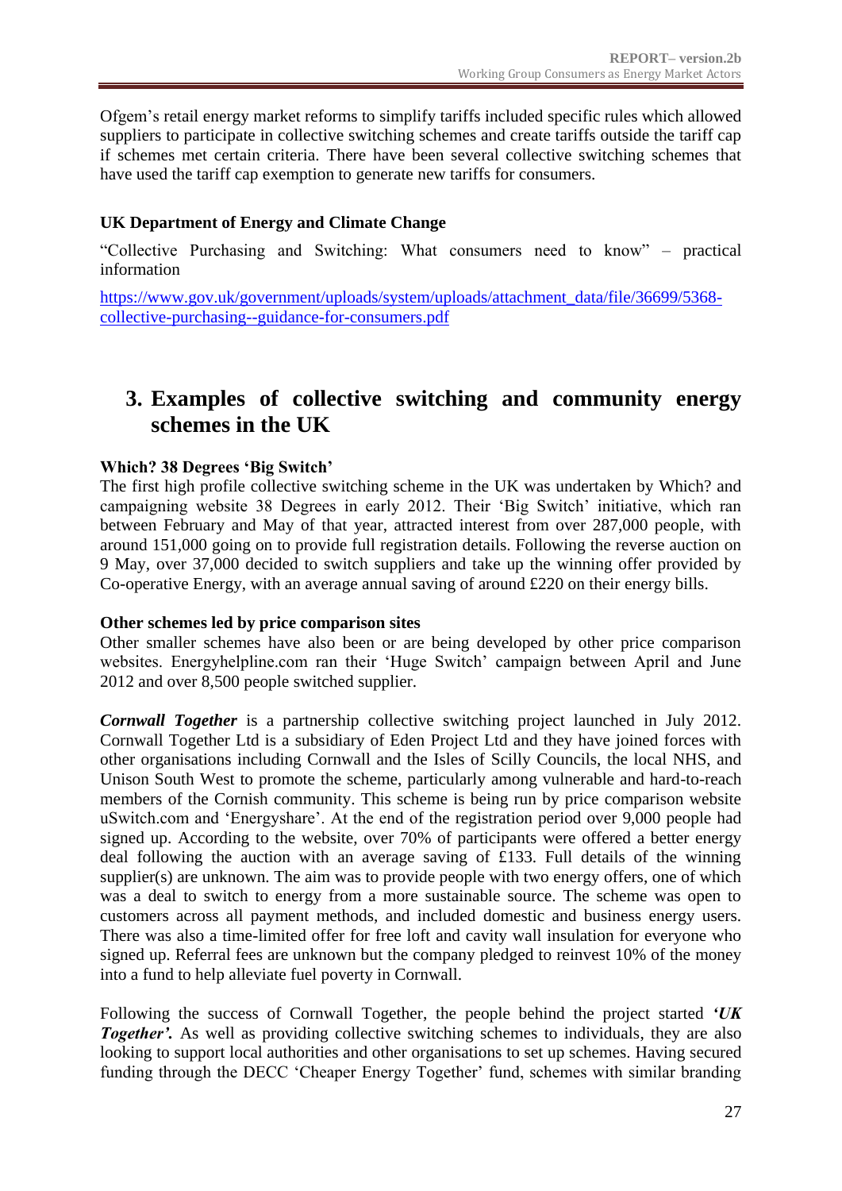Ofgem's retail energy market reforms to simplify tariffs included specific rules which allowed suppliers to participate in collective switching schemes and create tariffs outside the tariff cap if schemes met certain criteria. There have been several collective switching schemes that have used the tariff cap exemption to generate new tariffs for consumers.

**UK Department of Energy and Climate Change**

"Collective Purchasing and Switching: What consumers need to know" – practical information

https://www.gov.uk/government/uploads/system/uploads/attachment_data/file/36699/5368-collective-purchasing--guidance-for-consumers.pdf

# 3. Examples of collective switching and community energy schemes in the UK

**Which? 38 Degrees 'Big Switch'**

The first high profile collective switching scheme in the UK was undertaken by Which? and campaigning website 38 Degrees in early 2012. Their 'Big Switch' initiative, which ran between February and May of that year, attracted interest from over 287,000 people, with around 151,000 going on to provide full registration details. Following the reverse auction on 9 May, over 37,000 decided to switch suppliers and take up the winning offer provided by Co-operative Energy, with an average annual saving of around £220 on their energy bills.

**Other schemes led by price comparison sites**

Other smaller schemes have also been or are being developed by other price comparison websites. Energyhelpline.com ran their 'Huge Switch' campaign between April and June 2012 and over 8,500 people switched supplier.

***Cornwall Together*** is a partnership collective switching project launched in July 2012. Cornwall Together Ltd is a subsidiary of Eden Project Ltd and they have joined forces with other organisations including Cornwall and the Isles of Scilly Councils, the local NHS, and Unison South West to promote the scheme, particularly among vulnerable and hard-to-reach members of the Cornish community. This scheme is being run by price comparison website uSwitch.com and 'Energyshare'. At the end of the registration period over 9,000 people had signed up. According to the website, over 70% of participants were offered a better energy deal following the auction with an average saving of £133. Full details of the winning supplier(s) are unknown. The aim was to provide people with two energy offers, one of which was a deal to switch to energy from a more sustainable source. The scheme was open to customers across all payment methods, and included domestic and business energy users. There was also a time-limited offer for free loft and cavity wall insulation for everyone who signed up. Referral fees are unknown but the company pledged to reinvest 10% of the money into a fund to help alleviate fuel poverty in Cornwall.

Following the success of Cornwall Together, the people behind the project started ***'UK Together'.*** As well as providing collective switching schemes to individuals, they are also looking to support local authorities and other organisations to set up schemes. Having secured funding through the DECC 'Cheaper Energy Together' fund, schemes with similar branding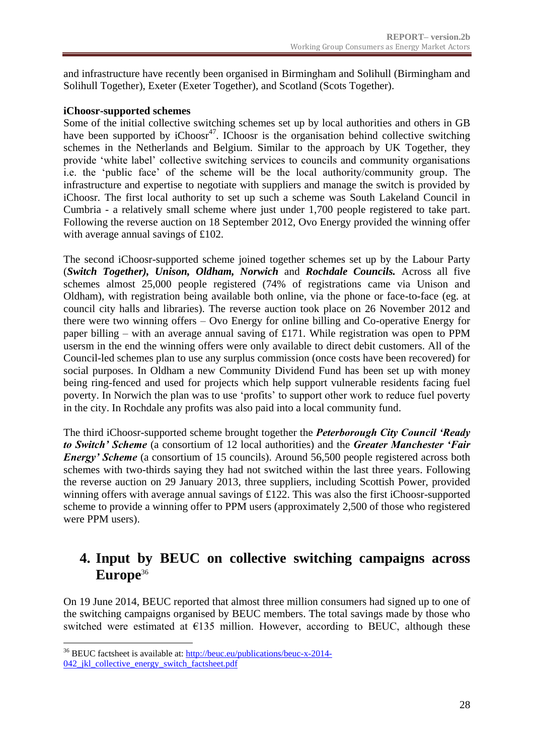and infrastructure have recently been organised in Birmingham and Solihull (Birmingham and Solihull Together), Exeter (Exeter Together), and Scotland (Scots Together).

**iChoosr-supported schemes**

Some of the initial collective switching schemes set up by local authorities and others in GB have been supported by iChoosr[47]. IChoosr is the organisation behind collective switching schemes in the Netherlands and Belgium. Similar to the approach by UK Together, they provide 'white label' collective switching services to councils and community organisations i.e. the 'public face' of the scheme will be the local authority/community group. The infrastructure and expertise to negotiate with suppliers and manage the switch is provided by iChoosr. The first local authority to set up such a scheme was South Lakeland Council in Cumbria - a relatively small scheme where just under 1,700 people registered to take part. Following the reverse auction on 18 September 2012, Ovo Energy provided the winning offer with average annual savings of £102.

The second iChoosr-supported scheme joined together schemes set up by the Labour Party (***Switch Together), Unison, Oldham, Norwich*** and ***Rochdale Councils.*** Across all five schemes almost 25,000 people registered (74% of registrations came via Unison and Oldham), with registration being available both online, via the phone or face-to-face (eg. at council city halls and libraries). The reverse auction took place on 26 November 2012 and there were two winning offers – Ovo Energy for online billing and Co-operative Energy for paper billing – with an average annual saving of £171. While registration was open to PPM usersm in the end the winning offers were only available to direct debit customers. All of the Council-led schemes plan to use any surplus commission (once costs have been recovered) for social purposes. In Oldham a new Community Dividend Fund has been set up with money being ring-fenced and used for projects which help support vulnerable residents facing fuel poverty. In Norwich the plan was to use 'profits' to support other work to reduce fuel poverty in the city. In Rochdale any profits was also paid into a local community fund.

The third iChoosr-supported scheme brought together the ***Peterborough City Council 'Ready to Switch' Scheme*** (a consortium of 12 local authorities) and the ***Greater Manchester 'Fair Energy' Scheme*** (a consortium of 15 councils). Around 56,500 people registered across both schemes with two-thirds saying they had not switched within the last three years. Following the reverse auction on 29 January 2013, three suppliers, including Scottish Power, provided winning offers with average annual savings of £122. This was also the first iChoosr-supported scheme to provide a winning offer to PPM users (approximately 2,500 of those who registered were PPM users).

## 4. Input by BEUC on collective switching campaigns across Europe[36]

On 19 June 2014, BEUC reported that almost three million consumers had signed up to one of the switching campaigns organised by BEUC members. The total savings made by those who switched were estimated at €135 million. However, according to BEUC, although these

---

[36] BEUC factsheet is available at: http://beuc.eu/publications/beuc-x-2014-042_jkl_collective_energy_switch_factsheet.pdf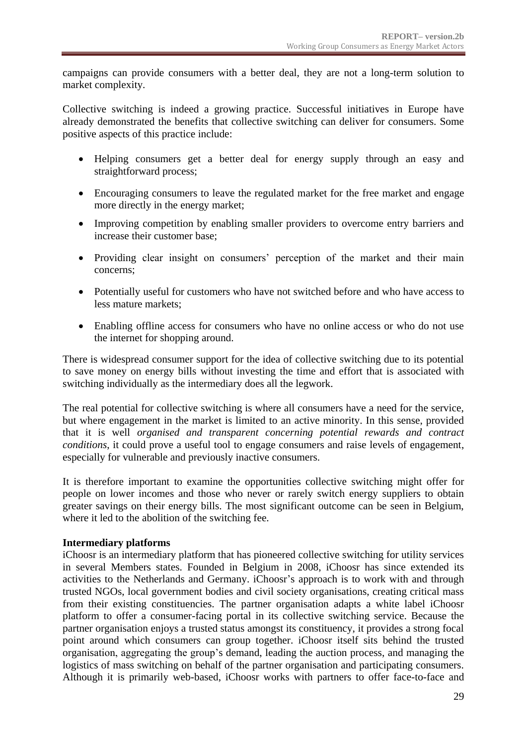campaigns can provide consumers with a better deal, they are not a long-term solution to market complexity.

Collective switching is indeed a growing practice. Successful initiatives in Europe have already demonstrated the benefits that collective switching can deliver for consumers. Some positive aspects of this practice include:

- Helping consumers get a better deal for energy supply through an easy and straightforward process;
- Encouraging consumers to leave the regulated market for the free market and engage more directly in the energy market;
- Improving competition by enabling smaller providers to overcome entry barriers and increase their customer base;
- Providing clear insight on consumers' perception of the market and their main concerns;
- Potentially useful for customers who have not switched before and who have access to less mature markets;
- Enabling offline access for consumers who have no online access or who do not use the internet for shopping around.

There is widespread consumer support for the idea of collective switching due to its potential to save money on energy bills without investing the time and effort that is associated with switching individually as the intermediary does all the legwork.

The real potential for collective switching is where all consumers have a need for the service, but where engagement in the market is limited to an active minority. In this sense, provided that it is well *organised and transparent concerning potential rewards and contract conditions*, it could prove a useful tool to engage consumers and raise levels of engagement, especially for vulnerable and previously inactive consumers.

It is therefore important to examine the opportunities collective switching might offer for people on lower incomes and those who never or rarely switch energy suppliers to obtain greater savings on their energy bills. The most significant outcome can be seen in Belgium, where it led to the abolition of the switching fee.

**Intermediary platforms**

iChoosr is an intermediary platform that has pioneered collective switching for utility services in several Members states. Founded in Belgium in 2008, iChoosr has since extended its activities to the Netherlands and Germany. iChoosr's approach is to work with and through trusted NGOs, local government bodies and civil society organisations, creating critical mass from their existing constituencies. The partner organisation adapts a white label iChoosr platform to offer a consumer-facing portal in its collective switching service. Because the partner organisation enjoys a trusted status amongst its constituency, it provides a strong focal point around which consumers can group together. iChoosr itself sits behind the trusted organisation, aggregating the group's demand, leading the auction process, and managing the logistics of mass switching on behalf of the partner organisation and participating consumers. Although it is primarily web-based, iChoosr works with partners to offer face-to-face and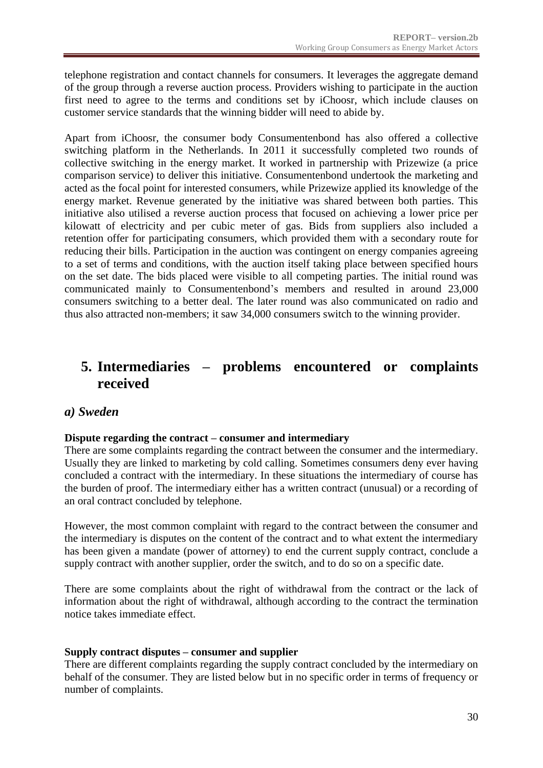telephone registration and contact channels for consumers. It leverages the aggregate demand of the group through a reverse auction process. Providers wishing to participate in the auction first need to agree to the terms and conditions set by iChoosr, which include clauses on customer service standards that the winning bidder will need to abide by.

Apart from iChoosr, the consumer body Consumentenbond has also offered a collective switching platform in the Netherlands. In 2011 it successfully completed two rounds of collective switching in the energy market. It worked in partnership with Prizewize (a price comparison service) to deliver this initiative. Consumentenbond undertook the marketing and acted as the focal point for interested consumers, while Prizewize applied its knowledge of the energy market. Revenue generated by the initiative was shared between both parties. This initiative also utilised a reverse auction process that focused on achieving a lower price per kilowatt of electricity and per cubic meter of gas. Bids from suppliers also included a retention offer for participating consumers, which provided them with a secondary route for reducing their bills. Participation in the auction was contingent on energy companies agreeing to a set of terms and conditions, with the auction itself taking place between specified hours on the set date. The bids placed were visible to all competing parties. The initial round was communicated mainly to Consumentenbond's members and resulted in around 23,000 consumers switching to a better deal. The later round was also communicated on radio and thus also attracted non-members; it saw 34,000 consumers switch to the winning provider.

# 5. Intermediaries – problems encountered or complaints received

## *a) Sweden*

**Dispute regarding the contract – consumer and intermediary**

There are some complaints regarding the contract between the consumer and the intermediary. Usually they are linked to marketing by cold calling. Sometimes consumers deny ever having concluded a contract with the intermediary. In these situations the intermediary of course has the burden of proof. The intermediary either has a written contract (unusual) or a recording of an oral contract concluded by telephone.

However, the most common complaint with regard to the contract between the consumer and the intermediary is disputes on the content of the contract and to what extent the intermediary has been given a mandate (power of attorney) to end the current supply contract, conclude a supply contract with another supplier, order the switch, and to do so on a specific date.

There are some complaints about the right of withdrawal from the contract or the lack of information about the right of withdrawal, although according to the contract the termination notice takes immediate effect.

**Supply contract disputes – consumer and supplier**

There are different complaints regarding the supply contract concluded by the intermediary on behalf of the consumer. They are listed below but in no specific order in terms of frequency or number of complaints.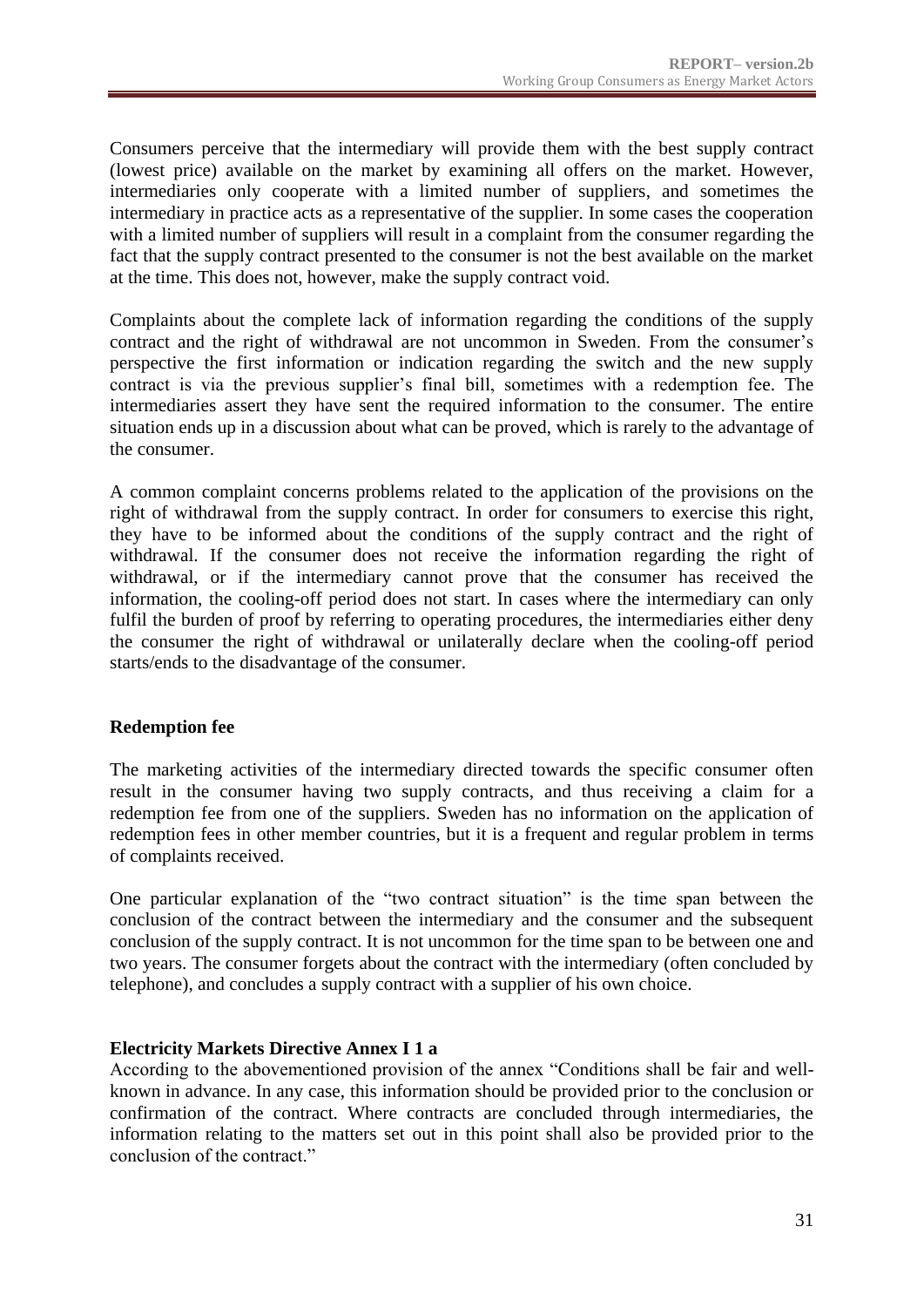Consumers perceive that the intermediary will provide them with the best supply contract (lowest price) available on the market by examining all offers on the market. However, intermediaries only cooperate with a limited number of suppliers, and sometimes the intermediary in practice acts as a representative of the supplier. In some cases the cooperation with a limited number of suppliers will result in a complaint from the consumer regarding the fact that the supply contract presented to the consumer is not the best available on the market at the time. This does not, however, make the supply contract void.

Complaints about the complete lack of information regarding the conditions of the supply contract and the right of withdrawal are not uncommon in Sweden. From the consumer's perspective the first information or indication regarding the switch and the new supply contract is via the previous supplier's final bill, sometimes with a redemption fee. The intermediaries assert they have sent the required information to the consumer. The entire situation ends up in a discussion about what can be proved, which is rarely to the advantage of the consumer.

A common complaint concerns problems related to the application of the provisions on the right of withdrawal from the supply contract. In order for consumers to exercise this right, they have to be informed about the conditions of the supply contract and the right of withdrawal. If the consumer does not receive the information regarding the right of withdrawal, or if the intermediary cannot prove that the consumer has received the information, the cooling-off period does not start. In cases where the intermediary can only fulfil the burden of proof by referring to operating procedures, the intermediaries either deny the consumer the right of withdrawal or unilaterally declare when the cooling-off period starts/ends to the disadvantage of the consumer.

**Redemption fee**

The marketing activities of the intermediary directed towards the specific consumer often result in the consumer having two supply contracts, and thus receiving a claim for a redemption fee from one of the suppliers. Sweden has no information on the application of redemption fees in other member countries, but it is a frequent and regular problem in terms of complaints received.

One particular explanation of the "two contract situation" is the time span between the conclusion of the contract between the intermediary and the consumer and the subsequent conclusion of the supply contract. It is not uncommon for the time span to be between one and two years. The consumer forgets about the contract with the intermediary (often concluded by telephone), and concludes a supply contract with a supplier of his own choice.

**Electricity Markets Directive Annex I 1 a**

According to the abovementioned provision of the annex "Conditions shall be fair and well-known in advance. In any case, this information should be provided prior to the conclusion or confirmation of the contract. Where contracts are concluded through intermediaries, the information relating to the matters set out in this point shall also be provided prior to the conclusion of the contract."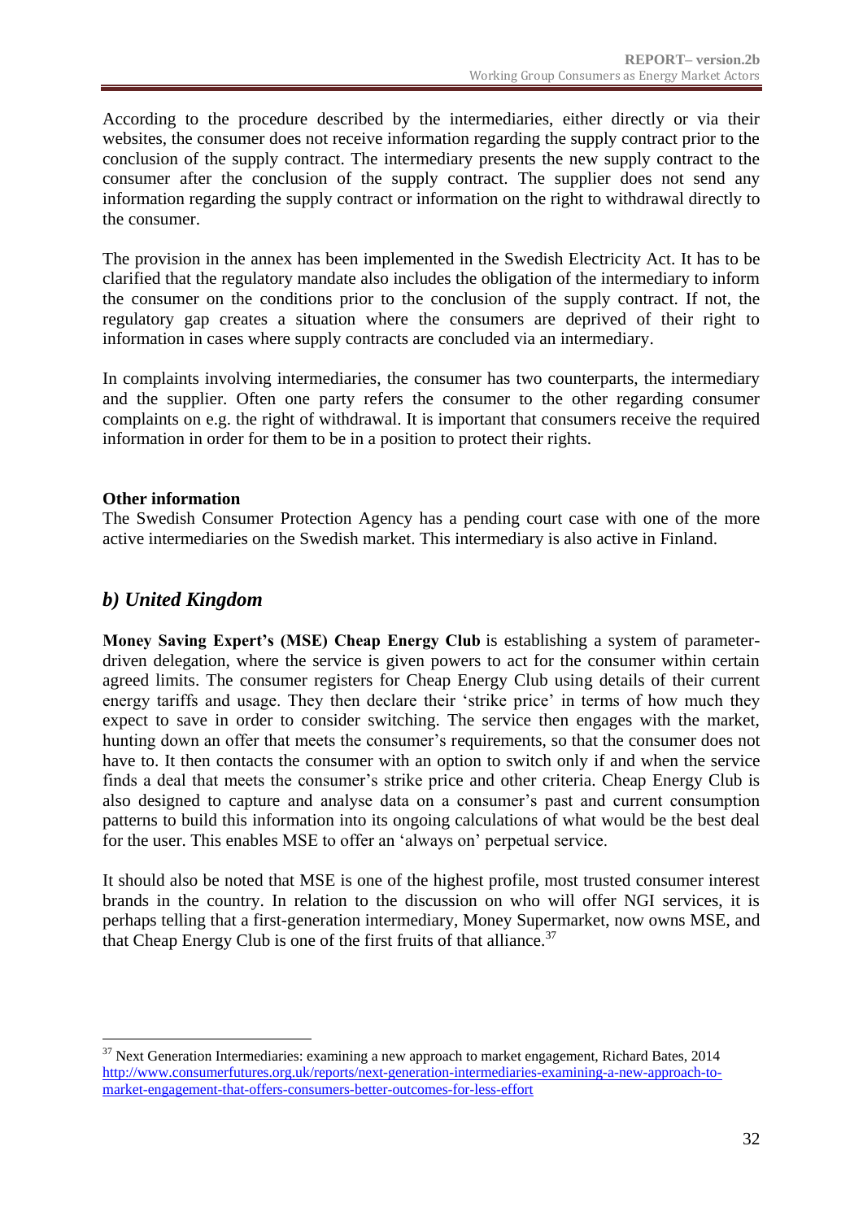According to the procedure described by the intermediaries, either directly or via their websites, the consumer does not receive information regarding the supply contract prior to the conclusion of the supply contract. The intermediary presents the new supply contract to the consumer after the conclusion of the supply contract. The supplier does not send any information regarding the supply contract or information on the right to withdrawal directly to the consumer.

The provision in the annex has been implemented in the Swedish Electricity Act. It has to be clarified that the regulatory mandate also includes the obligation of the intermediary to inform the consumer on the conditions prior to the conclusion of the supply contract. If not, the regulatory gap creates a situation where the consumers are deprived of their right to information in cases where supply contracts are concluded via an intermediary.

In complaints involving intermediaries, the consumer has two counterparts, the intermediary and the supplier. Often one party refers the consumer to the other regarding consumer complaints on e.g. the right of withdrawal. It is important that consumers receive the required information in order for them to be in a position to protect their rights.

**Other information**

The Swedish Consumer Protection Agency has a pending court case with one of the more active intermediaries on the Swedish market. This intermediary is also active in Finland.

## *b) United Kingdom*

**Money Saving Expert's (MSE) Cheap Energy Club** is establishing a system of parameter-driven delegation, where the service is given powers to act for the consumer within certain agreed limits. The consumer registers for Cheap Energy Club using details of their current energy tariffs and usage. They then declare their 'strike price' in terms of how much they expect to save in order to consider switching. The service then engages with the market, hunting down an offer that meets the consumer's requirements, so that the consumer does not have to. It then contacts the consumer with an option to switch only if and when the service finds a deal that meets the consumer's strike price and other criteria. Cheap Energy Club is also designed to capture and analyse data on a consumer's past and current consumption patterns to build this information into its ongoing calculations of what would be the best deal for the user. This enables MSE to offer an 'always on' perpetual service.

It should also be noted that MSE is one of the highest profile, most trusted consumer interest brands in the country. In relation to the discussion on who will offer NGI services, it is perhaps telling that a first-generation intermediary, Money Supermarket, now owns MSE, and that Cheap Energy Club is one of the first fruits of that alliance.[37]

---

[37] Next Generation Intermediaries: examining a new approach to market engagement, Richard Bates, 2014 http://www.consumerfutures.org.uk/reports/next-generation-intermediaries-examining-a-new-approach-to-market-engagement-that-offers-consumers-better-outcomes-for-less-effort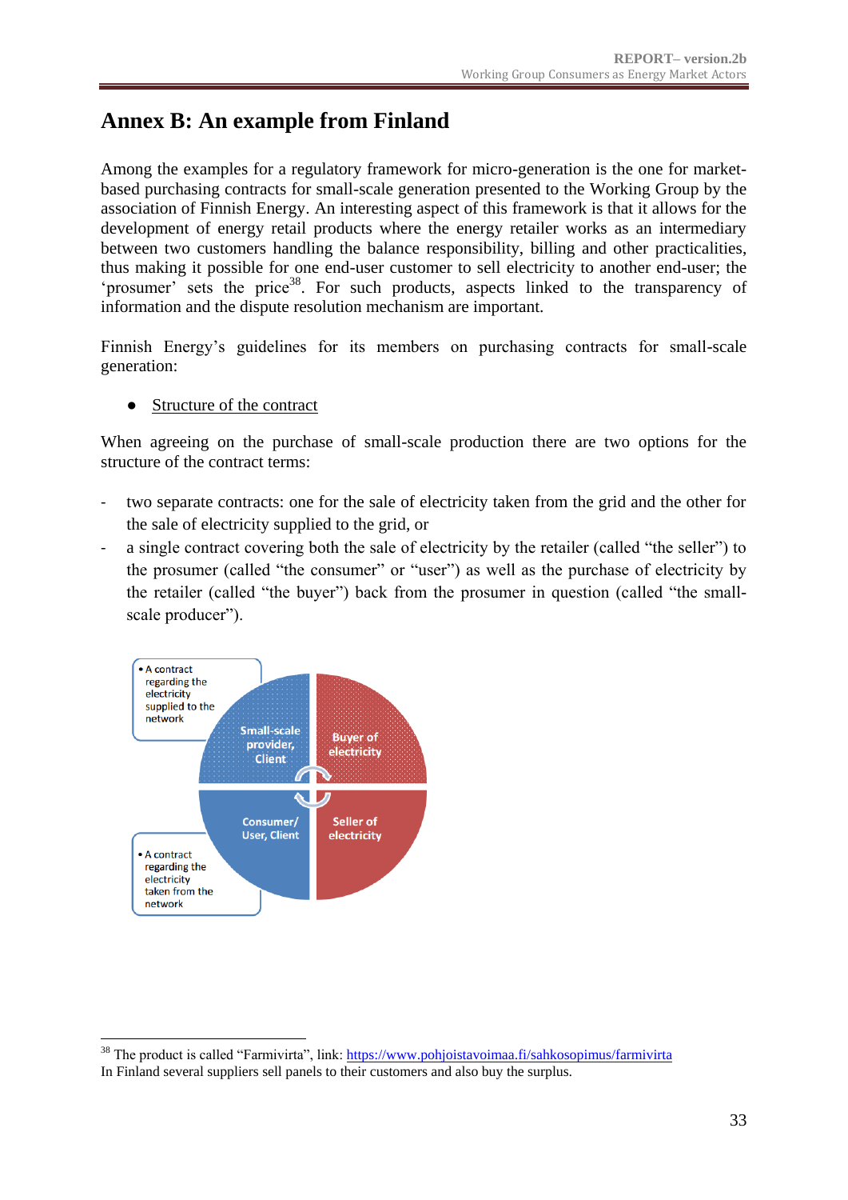# Annex B: An example from Finland

Among the examples for a regulatory framework for micro-generation is the one for market-based purchasing contracts for small-scale generation presented to the Working Group by the association of Finnish Energy. An interesting aspect of this framework is that it allows for the development of energy retail products where the energy retailer works as an intermediary between two customers handling the balance responsibility, billing and other practicalities, thus making it possible for one end-user customer to sell electricity to another end-user; the 'prosumer' sets the price[38]. For such products, aspects linked to the transparency of information and the dispute resolution mechanism are important.

Finnish Energy's guidelines for its members on purchasing contracts for small-scale generation:

- Structure of the contract

When agreeing on the purchase of small-scale production there are two options for the structure of the contract terms:

- two separate contracts: one for the sale of electricity taken from the grid and the other for the sale of electricity supplied to the grid, or
- a single contract covering both the sale of electricity by the retailer (called "the seller") to the prosumer (called "the consumer" or "user") as well as the purchase of electricity by the retailer (called "the buyer") back from the prosumer in question (called "the small-scale producer").

- A contract regarding the electricity supplied to the network

Small-scale provider, Client

Buyer of electricity

Consumer/ User, Client

Seller of electricity

- A contract regarding the electricity taken from the network

[38] The product is called "Farmivirta", link: https://www.pohjoistavoimaa.fi/sahkosopimus/farmivirta
In Finland several suppliers sell panels to their customers and also buy the surplus.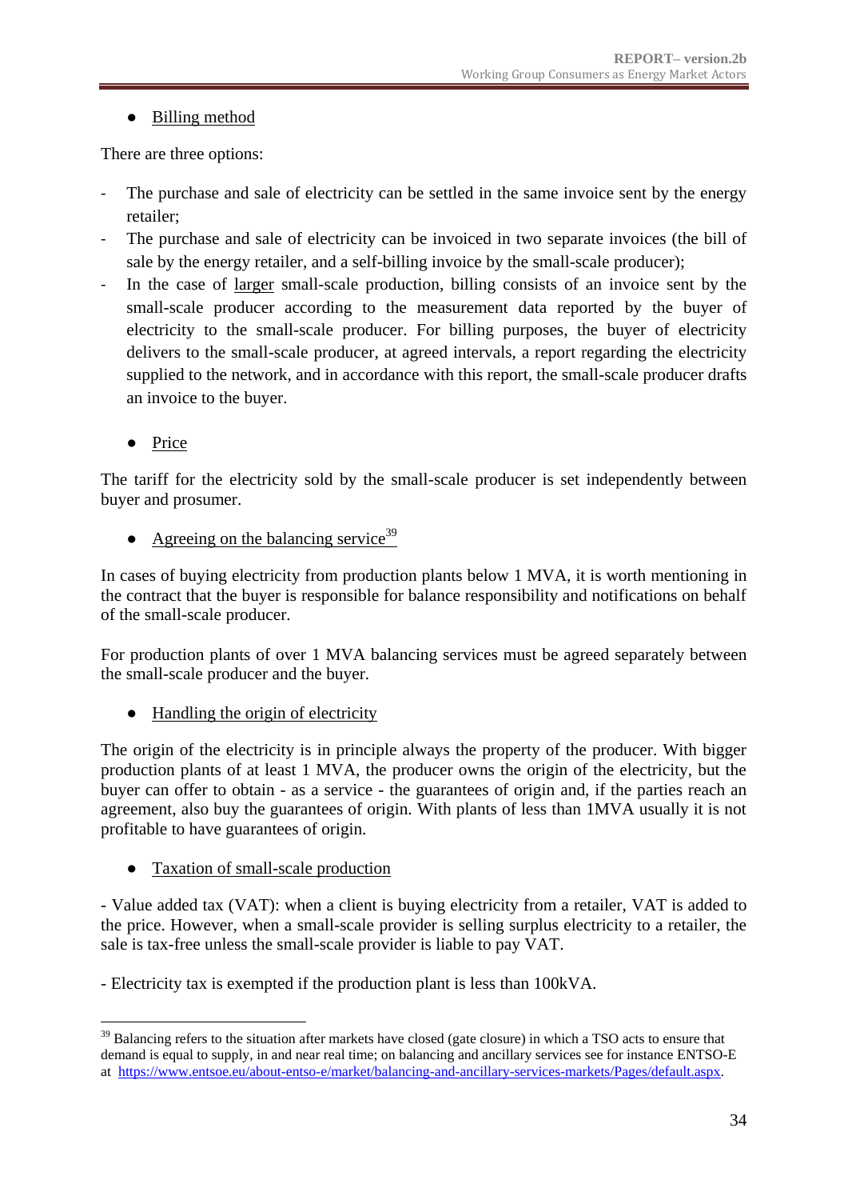- Billing method

There are three options:

- The purchase and sale of electricity can be settled in the same invoice sent by the energy retailer;
- The purchase and sale of electricity can be invoiced in two separate invoices (the bill of sale by the energy retailer, and a self-billing invoice by the small-scale producer);
- In the case of larger small-scale production, billing consists of an invoice sent by the small-scale producer according to the measurement data reported by the buyer of electricity to the small-scale producer. For billing purposes, the buyer of electricity delivers to the small-scale producer, at agreed intervals, a report regarding the electricity supplied to the network, and in accordance with this report, the small-scale producer drafts an invoice to the buyer.

- Price

The tariff for the electricity sold by the small-scale producer is set independently between buyer and prosumer.

- Agreeing on the balancing service[39]

In cases of buying electricity from production plants below 1 MVA, it is worth mentioning in the contract that the buyer is responsible for balance responsibility and notifications on behalf of the small-scale producer.

For production plants of over 1 MVA balancing services must be agreed separately between the small-scale producer and the buyer.

- Handling the origin of electricity

The origin of the electricity is in principle always the property of the producer. With bigger production plants of at least 1 MVA, the producer owns the origin of the electricity, but the buyer can offer to obtain - as a service - the guarantees of origin and, if the parties reach an agreement, also buy the guarantees of origin. With plants of less than 1MVA usually it is not profitable to have guarantees of origin.

- Taxation of small-scale production

- Value added tax (VAT): when a client is buying electricity from a retailer, VAT is added to the price. However, when a small-scale provider is selling surplus electricity to a retailer, the sale is tax-free unless the small-scale provider is liable to pay VAT.

- Electricity tax is exempted if the production plant is less than 100kVA.

---

[39] Balancing refers to the situation after markets have closed (gate closure) in which a TSO acts to ensure that demand is equal to supply, in and near real time; on balancing and ancillary services see for instance ENTSO-E at https://www.entsoe.eu/about-entso-e/market/balancing-and-ancillary-services-markets/Pages/default.aspx.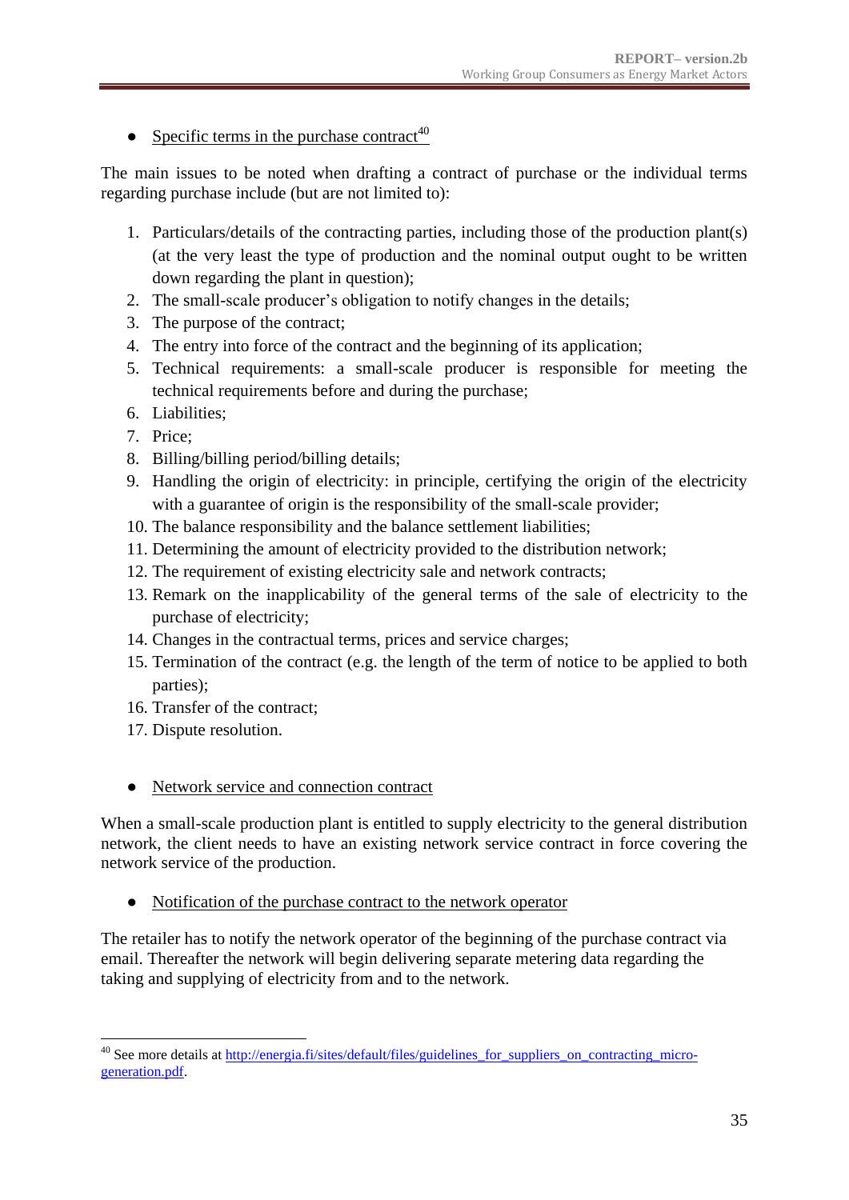- Specific terms in the purchase contract[40]

The main issues to be noted when drafting a contract of purchase or the individual terms regarding purchase include (but are not limited to):

1. Particulars/details of the contracting parties, including those of the production plant(s) (at the very least the type of production and the nominal output ought to be written down regarding the plant in question);
2. The small-scale producer's obligation to notify changes in the details;
3. The purpose of the contract;
4. The entry into force of the contract and the beginning of its application;
5. Technical requirements: a small-scale producer is responsible for meeting the technical requirements before and during the purchase;
6. Liabilities;
7. Price;
8. Billing/billing period/billing details;
9. Handling the origin of electricity: in principle, certifying the origin of the electricity with a guarantee of origin is the responsibility of the small-scale provider;
10. The balance responsibility and the balance settlement liabilities;
11. Determining the amount of electricity provided to the distribution network;
12. The requirement of existing electricity sale and network contracts;
13. Remark on the inapplicability of the general terms of the sale of electricity to the purchase of electricity;
14. Changes in the contractual terms, prices and service charges;
15. Termination of the contract (e.g. the length of the term of notice to be applied to both parties);
16. Transfer of the contract;
17. Dispute resolution.

- Network service and connection contract

When a small-scale production plant is entitled to supply electricity to the general distribution network, the client needs to have an existing network service contract in force covering the network service of the production.

- Notification of the purchase contract to the network operator

The retailer has to notify the network operator of the beginning of the purchase contract via email. Thereafter the network will begin delivering separate metering data regarding the taking and supplying of electricity from and to the network.

---

[40] See more details at http://energia.fi/sites/default/files/guidelines_for_suppliers_on_contracting_micro-generation.pdf.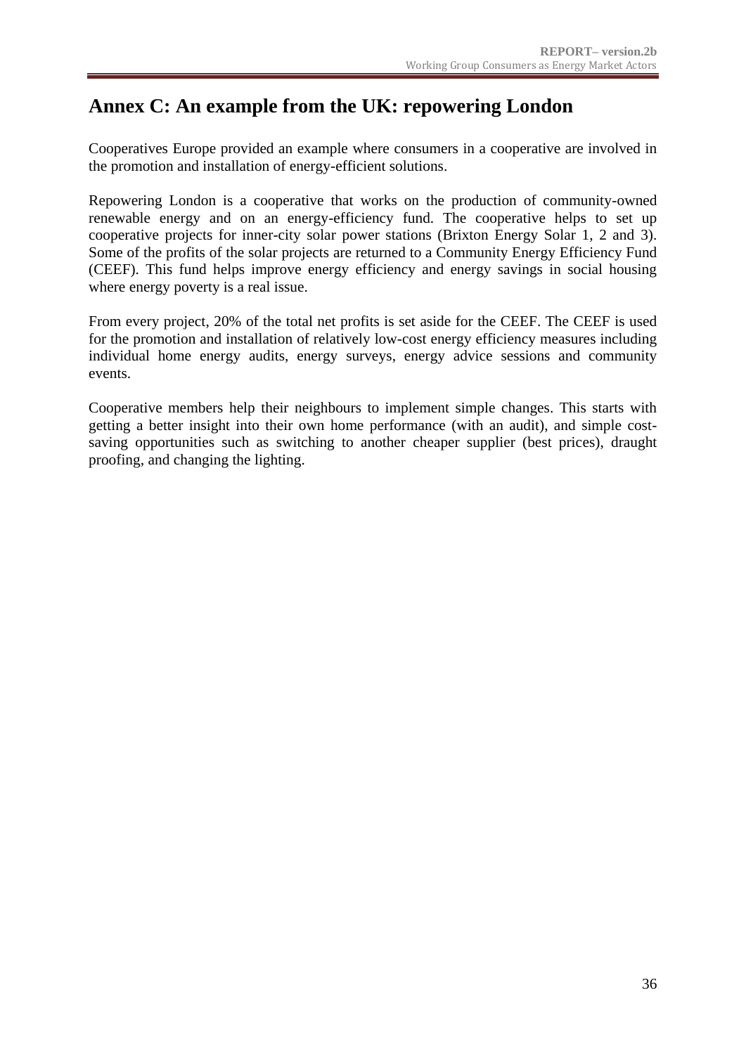# Annex C: An example from the UK: repowering London

Cooperatives Europe provided an example where consumers in a cooperative are involved in the promotion and installation of energy-efficient solutions.

Repowering London is a cooperative that works on the production of community-owned renewable energy and on an energy-efficiency fund. The cooperative helps to set up cooperative projects for inner-city solar power stations (Brixton Energy Solar 1, 2 and 3). Some of the profits of the solar projects are returned to a Community Energy Efficiency Fund (CEEF). This fund helps improve energy efficiency and energy savings in social housing where energy poverty is a real issue.

From every project, 20% of the total net profits is set aside for the CEEF. The CEEF is used for the promotion and installation of relatively low-cost energy efficiency measures including individual home energy audits, energy surveys, energy advice sessions and community events.

Cooperative members help their neighbours to implement simple changes. This starts with getting a better insight into their own home performance (with an audit), and simple cost-saving opportunities such as switching to another cheaper supplier (best prices), draught proofing, and changing the lighting.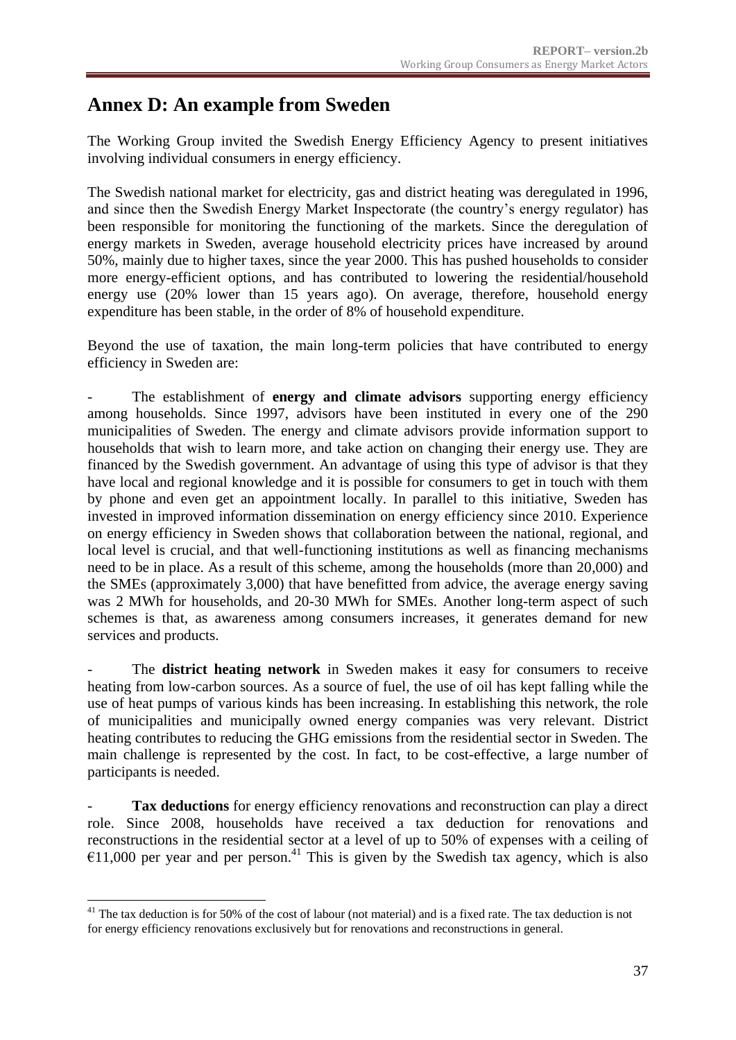# Annex D: An example from Sweden

The Working Group invited the Swedish Energy Efficiency Agency to present initiatives involving individual consumers in energy efficiency.

The Swedish national market for electricity, gas and district heating was deregulated in 1996, and since then the Swedish Energy Market Inspectorate (the country's energy regulator) has been responsible for monitoring the functioning of the markets. Since the deregulation of energy markets in Sweden, average household electricity prices have increased by around 50%, mainly due to higher taxes, since the year 2000. This has pushed households to consider more energy-efficient options, and has contributed to lowering the residential/household energy use (20% lower than 15 years ago). On average, therefore, household energy expenditure has been stable, in the order of 8% of household expenditure.

Beyond the use of taxation, the main long-term policies that have contributed to energy efficiency in Sweden are:

- The establishment of **energy and climate advisors** supporting energy efficiency among households. Since 1997, advisors have been instituted in every one of the 290 municipalities of Sweden. The energy and climate advisors provide information support to households that wish to learn more, and take action on changing their energy use. They are financed by the Swedish government. An advantage of using this type of advisor is that they have local and regional knowledge and it is possible for consumers to get in touch with them by phone and even get an appointment locally. In parallel to this initiative, Sweden has invested in improved information dissemination on energy efficiency since 2010. Experience on energy efficiency in Sweden shows that collaboration between the national, regional, and local level is crucial, and that well-functioning institutions as well as financing mechanisms need to be in place. As a result of this scheme, among the households (more than 20,000) and the SMEs (approximately 3,000) that have benefitted from advice, the average energy saving was 2 MWh for households, and 20-30 MWh for SMEs. Another long-term aspect of such schemes is that, as awareness among consumers increases, it generates demand for new services and products.

- The **district heating network** in Sweden makes it easy for consumers to receive heating from low-carbon sources. As a source of fuel, the use of oil has kept falling while the use of heat pumps of various kinds has been increasing. In establishing this network, the role of municipalities and municipally owned energy companies was very relevant. District heating contributes to reducing the GHG emissions from the residential sector in Sweden. The main challenge is represented by the cost. In fact, to be cost-effective, a large number of participants is needed.

- **Tax deductions** for energy efficiency renovations and reconstruction can play a direct role. Since 2008, households have received a tax deduction for renovations and reconstructions in the residential sector at a level of up to 50% of expenses with a ceiling of €11,000 per year and per person.[41] This is given by the Swedish tax agency, which is also

[41] The tax deduction is for 50% of the cost of labour (not material) and is a fixed rate. The tax deduction is not for energy efficiency renovations exclusively but for renovations and reconstructions in general.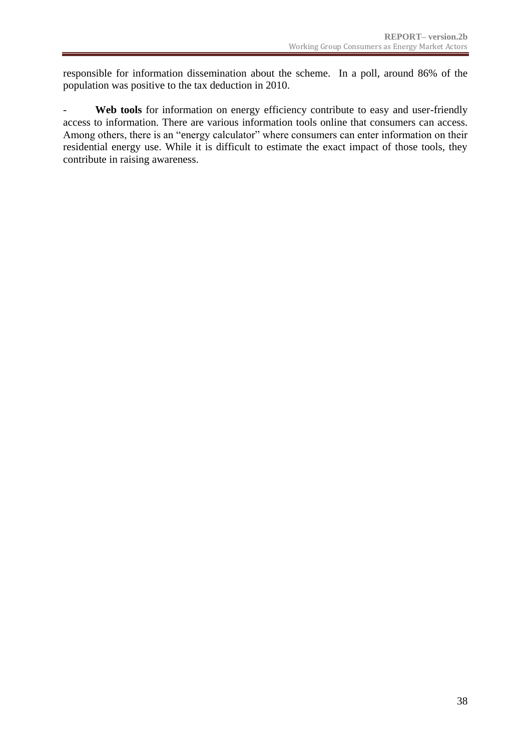responsible for information dissemination about the scheme. In a poll, around 86% of the population was positive to the tax deduction in 2010.

- **Web tools** for information on energy efficiency contribute to easy and user-friendly access to information. There are various information tools online that consumers can access. Among others, there is an "energy calculator" where consumers can enter information on their residential energy use. While it is difficult to estimate the exact impact of those tools, they contribute in raising awareness.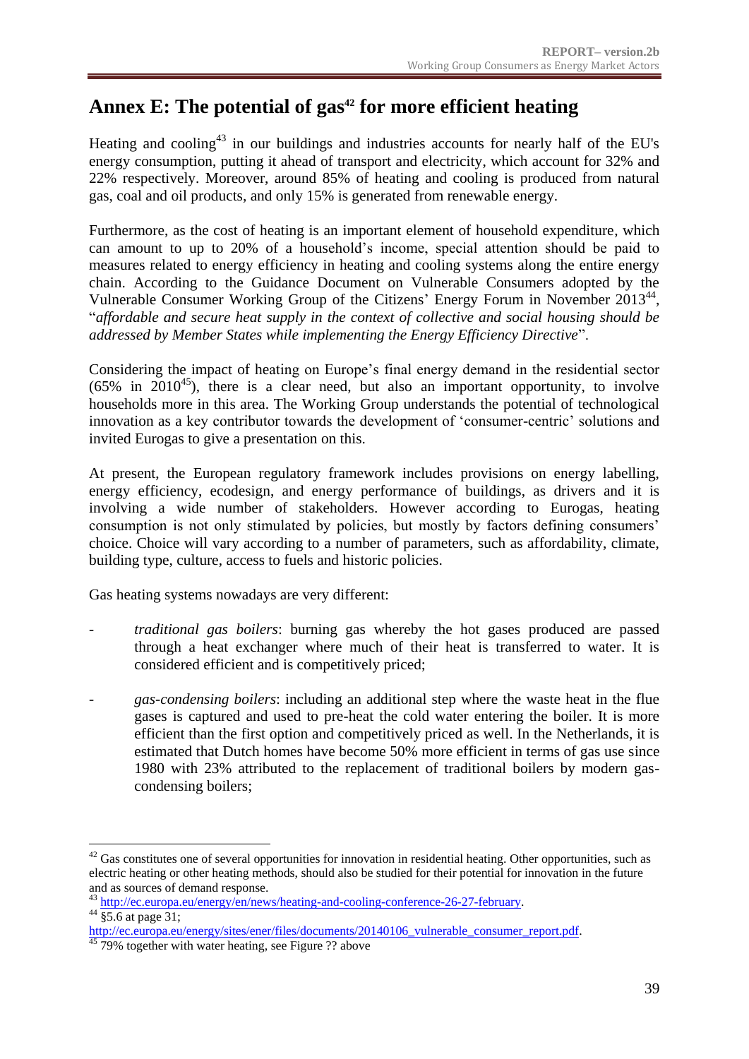# Annex E: The potential of gas[42] for more efficient heating

Heating and cooling[43] in our buildings and industries accounts for nearly half of the EU's energy consumption, putting it ahead of transport and electricity, which account for 32% and 22% respectively. Moreover, around 85% of heating and cooling is produced from natural gas, coal and oil products, and only 15% is generated from renewable energy.

Furthermore, as the cost of heating is an important element of household expenditure, which can amount to up to 20% of a household's income, special attention should be paid to measures related to energy efficiency in heating and cooling systems along the entire energy chain. According to the Guidance Document on Vulnerable Consumers adopted by the Vulnerable Consumer Working Group of the Citizens' Energy Forum in November 2013[44], "*affordable and secure heat supply in the context of collective and social housing should be addressed by Member States while implementing the Energy Efficiency Directive*".

Considering the impact of heating on Europe's final energy demand in the residential sector (65% in 2010[45]), there is a clear need, but also an important opportunity, to involve households more in this area. The Working Group understands the potential of technological innovation as a key contributor towards the development of 'consumer-centric' solutions and invited Eurogas to give a presentation on this.

At present, the European regulatory framework includes provisions on energy labelling, energy efficiency, ecodesign, and energy performance of buildings, as drivers and it is involving a wide number of stakeholders. However according to Eurogas, heating consumption is not only stimulated by policies, but mostly by factors defining consumers' choice. Choice will vary according to a number of parameters, such as affordability, climate, building type, culture, access to fuels and historic policies.

Gas heating systems nowadays are very different:

- *traditional gas boilers*: burning gas whereby the hot gases produced are passed through a heat exchanger where much of their heat is transferred to water. It is considered efficient and is competitively priced;
- *gas-condensing boilers*: including an additional step where the waste heat in the flue gases is captured and used to pre-heat the cold water entering the boiler. It is more efficient than the first option and competitively priced as well. In the Netherlands, it is estimated that Dutch homes have become 50% more efficient in terms of gas use since 1980 with 23% attributed to the replacement of traditional boilers by modern gas-condensing boilers;

---

[42] Gas constitutes one of several opportunities for innovation in residential heating. Other opportunities, such as electric heating or other heating methods, should also be studied for their potential for innovation in the future and as sources of demand response.

[43] http://ec.europa.eu/energy/en/news/heating-and-cooling-conference-26-27-february.

[44] §5.6 at page 31; http://ec.europa.eu/energy/sites/ener/files/documents/20140106_vulnerable_consumer_report.pdf.

[45] 79% together with water heating, see Figure ?? above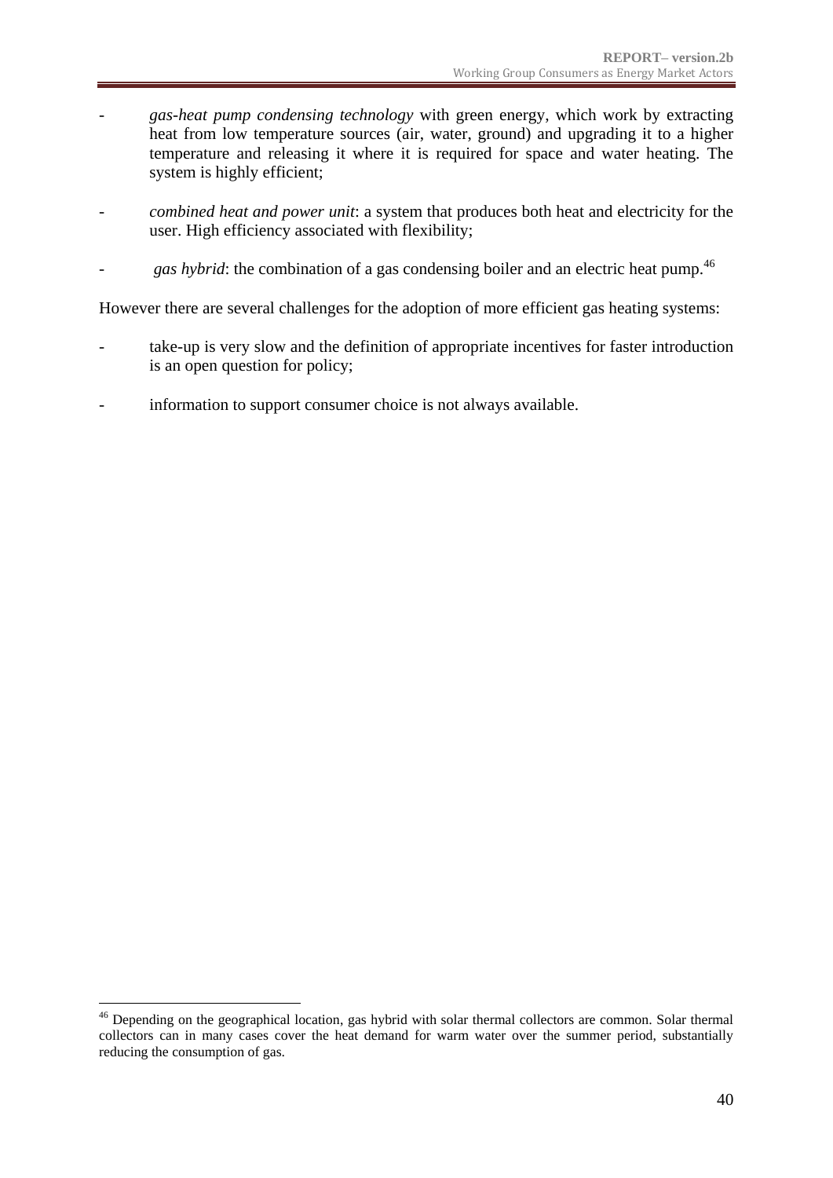- *gas-heat pump condensing technology* with green energy, which work by extracting heat from low temperature sources (air, water, ground) and upgrading it to a higher temperature and releasing it where it is required for space and water heating. The system is highly efficient;

- *combined heat and power unit*: a system that produces both heat and electricity for the user. High efficiency associated with flexibility;

- *gas hybrid*: the combination of a gas condensing boiler and an electric heat pump.[46]

However there are several challenges for the adoption of more efficient gas heating systems:

- take-up is very slow and the definition of appropriate incentives for faster introduction is an open question for policy;

- information to support consumer choice is not always available.

---

[46] Depending on the geographical location, gas hybrid with solar thermal collectors are common. Solar thermal collectors can in many cases cover the heat demand for warm water over the summer period, substantially reducing the consumption of gas.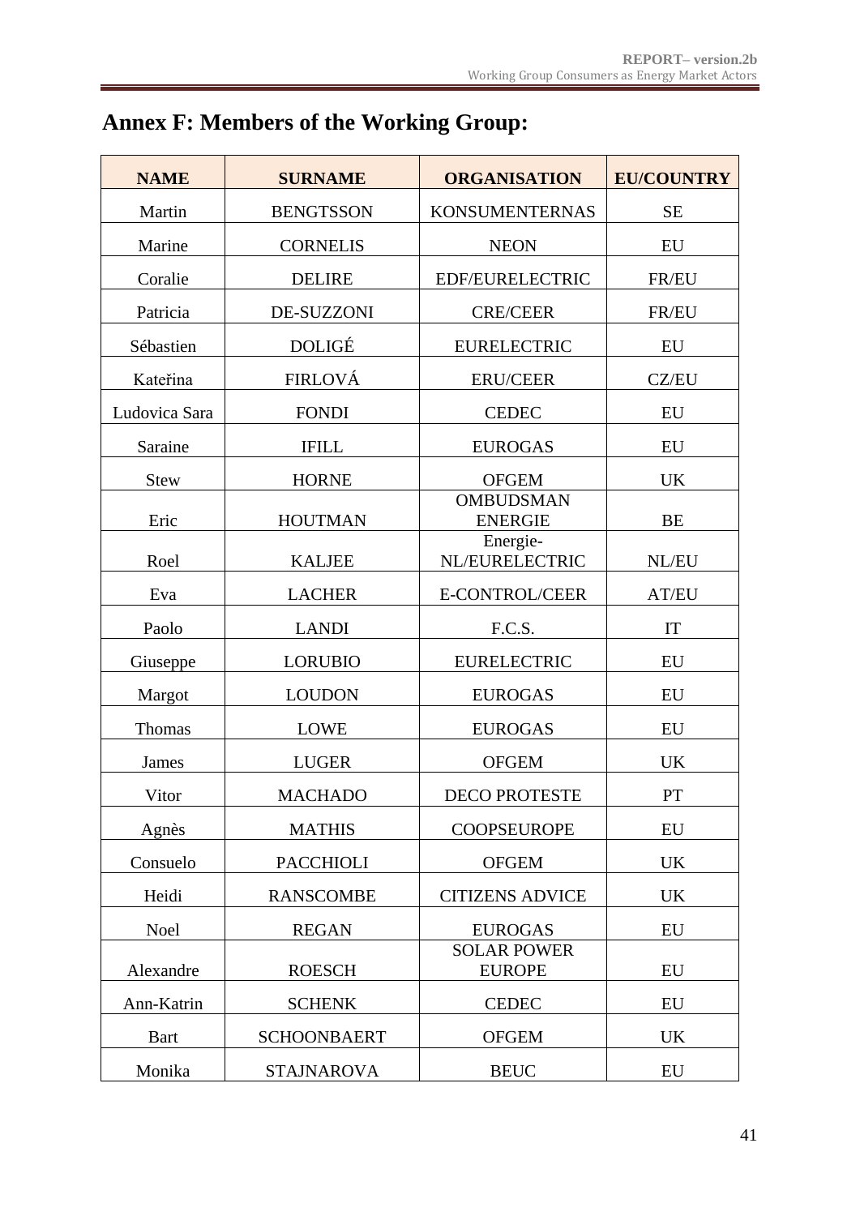# Annex F: Members of the Working Group:

| NAME | SURNAME | ORGANISATION | EU/COUNTRY |
|---|---|---|---|
| Martin | BENGTSSON | KONSUMENTERNAS | SE |
| Marine | CORNELIS | NEON | EU |
| Coralie | DELIRE | EDF/EURELECTRIC | FR/EU |
| Patricia | DE-SUZZONI | CRE/CEER | FR/EU |
| Sébastien | DOLIGÉ | EURELECTRIC | EU |
| Kateřina | FIRLOVÁ | ERU/CEER | CZ/EU |
| Ludovica Sara | FONDI | CEDEC | EU |
| Saraine | IFILL | EUROGAS | EU |
| Stew | HORNE | OFGEM | UK |
| Eric | HOUTMAN | OMBUDSMAN ENERGIE | BE |
| Roel | KALJEE | Energie-NL/EURELECTRIC | NL/EU |
| Eva | LACHER | E-CONTROL/CEER | AT/EU |
| Paolo | LANDI | F.C.S. | IT |
| Giuseppe | LORUBIO | EURELECTRIC | EU |
| Margot | LOUDON | EUROGAS | EU |
| Thomas | LOWE | EUROGAS | EU |
| James | LUGER | OFGEM | UK |
| Vitor | MACHADO | DECO PROTESTE | PT |
| Agnès | MATHIS | COOPSEUROPE | EU |
| Consuelo | PACCHIOLI | OFGEM | UK |
| Heidi | RANSCOMBE | CITIZENS ADVICE | UK |
| Noel | REGAN | EUROGAS | EU |
| Alexandre | ROESCH | SOLAR POWER EUROPE | EU |
| Ann-Katrin | SCHENK | CEDEC | EU |
| Bart | SCHOONBAERT | OFGEM | UK |
| Monika | STAJNAROVA | BEUC | EU |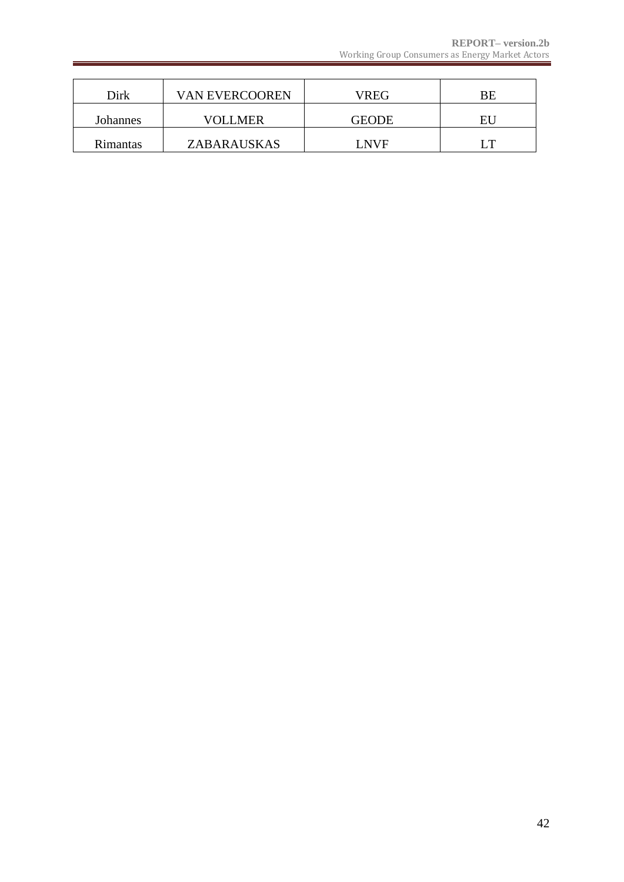| | | | |
|---|---|---|---|
| Dirk | VAN EVERCOOREN | VREG | BE |
| Johannes | VOLLMER | GEODE | EU |
| Rimantas | ZABARAUSKAS | LNVF | LT |